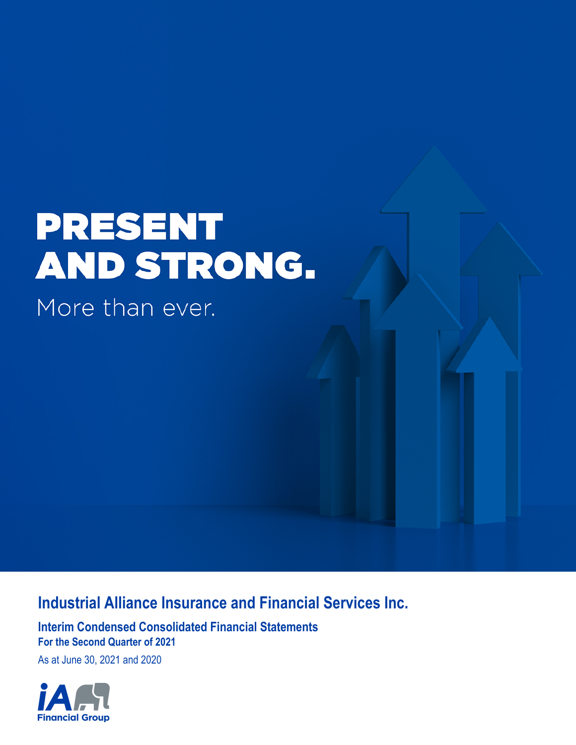# PRESENT AND STRONG.

More than ever.

## Industrial Alliance Insurance and Financial Services Inc.

### Interim Condensed Consolidated Financial Statements

**For the Second Quarter of 2021**

As at June 30, 2021 and 2020

iA Financial Group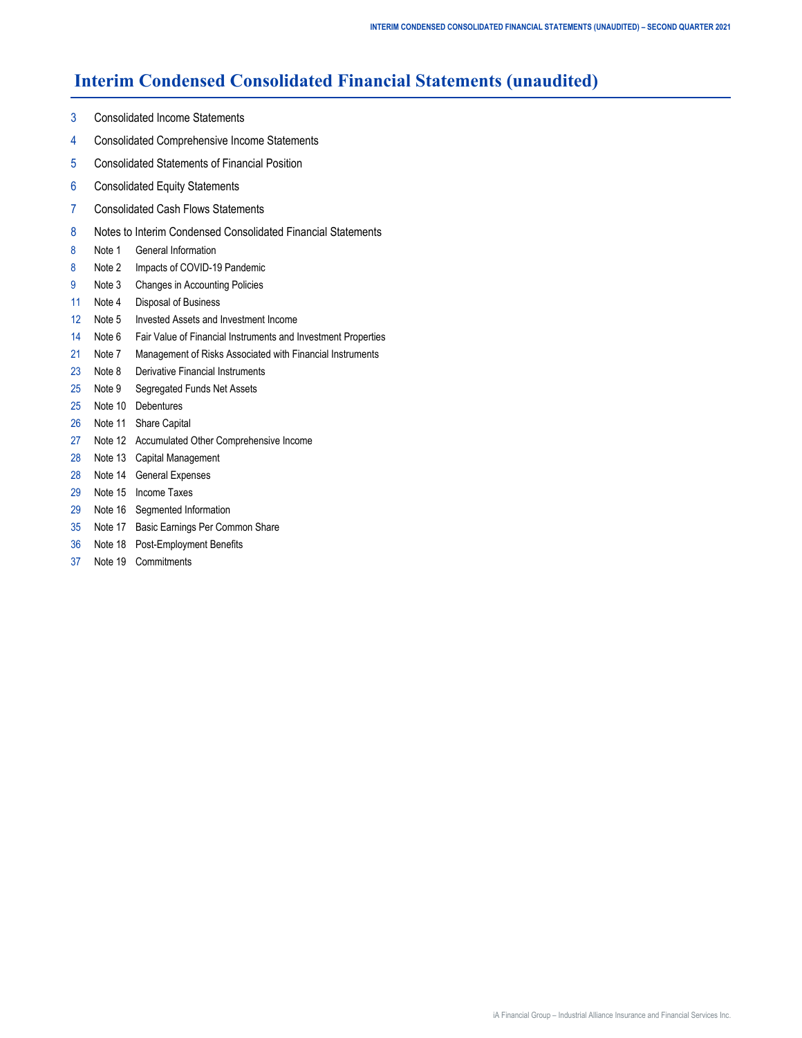# Interim Condensed Consolidated Financial Statements (unaudited)

| | | |
|---|---|---|
| 3 | Consolidated Income Statements | |
| 4 | Consolidated Comprehensive Income Statements | |
| 5 | Consolidated Statements of Financial Position | |
| 6 | Consolidated Equity Statements | |
| 7 | Consolidated Cash Flows Statements | |
| 8 | Notes to Interim Condensed Consolidated Financial Statements | |
| 8 | Note 1 | General Information |
| 8 | Note 2 | Impacts of COVID-19 Pandemic |
| 9 | Note 3 | Changes in Accounting Policies |
| 11 | Note 4 | Disposal of Business |
| 12 | Note 5 | Invested Assets and Investment Income |
| 14 | Note 6 | Fair Value of Financial Instruments and Investment Properties |
| 21 | Note 7 | Management of Risks Associated with Financial Instruments |
| 23 | Note 8 | Derivative Financial Instruments |
| 25 | Note 9 | Segregated Funds Net Assets |
| 25 | Note 10 | Debentures |
| 26 | Note 11 | Share Capital |
| 27 | Note 12 | Accumulated Other Comprehensive Income |
| 28 | Note 13 | Capital Management |
| 28 | Note 14 | General Expenses |
| 29 | Note 15 | Income Taxes |
| 29 | Note 16 | Segmented Information |
| 35 | Note 17 | Basic Earnings Per Common Share |
| 36 | Note 18 | Post-Employment Benefits |
| 37 | Note 19 | Commitments |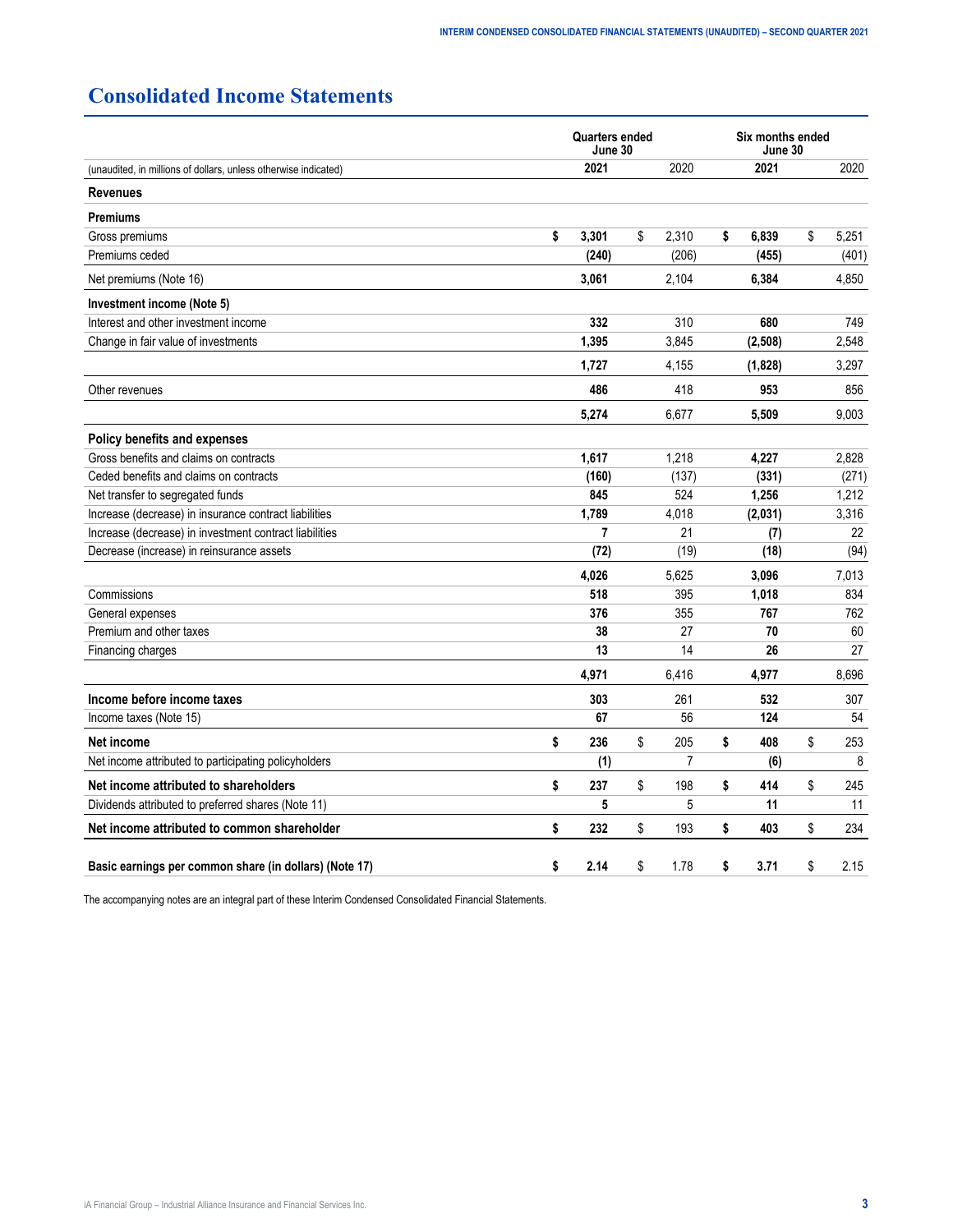# Consolidated Income Statements

| (unaudited, in millions of dollars, unless otherwise indicated) | Quarters ended June 30 | | Six months ended June 30 | |
|---|---|---|---|---|
| | **2021** | 2020 | **2021** | 2020 |
| **Revenues** | | | | |
| **Premiums** | | | | |
| Gross premiums | **$ 3,301** | $ 2,310 | **$ 6,839** | $ 5,251 |
| Premiums ceded | **(240)** | (206) | **(455)** | (401) |
| Net premiums (Note 16) | **3,061** | 2,104 | **6,384** | 4,850 |
| **Investment income (Note 5)** | | | | |
| Interest and other investment income | **332** | 310 | **680** | 749 |
| Change in fair value of investments | **1,395** | 3,845 | **(2,508)** | 2,548 |
| | **1,727** | 4,155 | **(1,828)** | 3,297 |
| Other revenues | **486** | 418 | **953** | 856 |
| | **5,274** | 6,677 | **5,509** | 9,003 |
| **Policy benefits and expenses** | | | | |
| Gross benefits and claims on contracts | **1,617** | 1,218 | **4,227** | 2,828 |
| Ceded benefits and claims on contracts | **(160)** | (137) | **(331)** | (271) |
| Net transfer to segregated funds | **845** | 524 | **1,256** | 1,212 |
| Increase (decrease) in insurance contract liabilities | **1,789** | 4,018 | **(2,031)** | 3,316 |
| Increase (decrease) in investment contract liabilities | **7** | 21 | **(7)** | 22 |
| Decrease (increase) in reinsurance assets | **(72)** | (19) | **(18)** | (94) |
| | **4,026** | 5,625 | **3,096** | 7,013 |
| Commissions | **518** | 395 | **1,018** | 834 |
| General expenses | **376** | 355 | **767** | 762 |
| Premium and other taxes | **38** | 27 | **70** | 60 |
| Financing charges | **13** | 14 | **26** | 27 |
| | **4,971** | 6,416 | **4,977** | 8,696 |
| **Income before income taxes** | **303** | 261 | **532** | 307 |
| Income taxes (Note 15) | **67** | 56 | **124** | 54 |
| **Net income** | **$ 236** | $ 205 | **$ 408** | $ 253 |
| Net income attributed to participating policyholders | **(1)** | 7 | **(6)** | 8 |
| **Net income attributed to shareholders** | **$ 237** | $ 198 | **$ 414** | $ 245 |
| Dividends attributed to preferred shares (Note 11) | **5** | 5 | **11** | 11 |
| **Net income attributed to common shareholder** | **$ 232** | $ 193 | **$ 403** | $ 234 |
| **Basic earnings per common share (in dollars) (Note 17)** | **$ 2.14** | $ 1.78 | **$ 3.71** | $ 2.15 |

The accompanying notes are an integral part of these Interim Condensed Consolidated Financial Statements.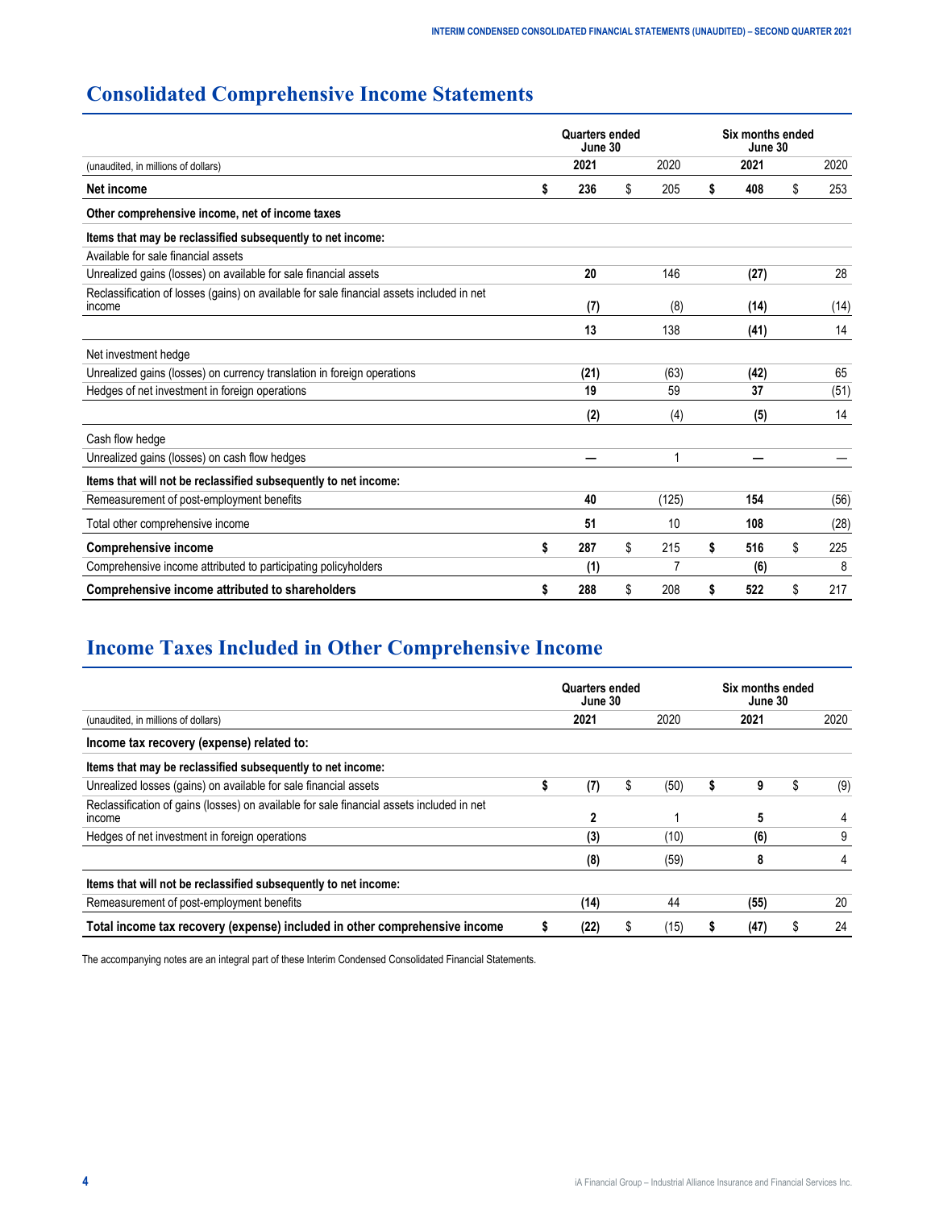## Consolidated Comprehensive Income Statements

| (unaudited, in millions of dollars) | Quarters ended June 30 2021 | Quarters ended June 30 2020 | Six months ended June 30 2021 | Six months ended June 30 2020 |
|---|---|---|---|---|
| **Net income** | **$ 236** | $ 205 | **$ 408** | $ 253 |
| **Other comprehensive income, net of income taxes** | | | | |
| **Items that may be reclassified subsequently to net income:** | | | | |
| Available for sale financial assets | | | | |
| Unrealized gains (losses) on available for sale financial assets | **20** | 146 | **(27)** | 28 |
| Reclassification of losses (gains) on available for sale financial assets included in net income | **(7)** | (8) | **(14)** | (14) |
| | **13** | 138 | **(41)** | 14 |
| Net investment hedge | | | | |
| Unrealized gains (losses) on currency translation in foreign operations | **(21)** | (63) | **(42)** | 65 |
| Hedges of net investment in foreign operations | **19** | 59 | **37** | (51) |
| | **(2)** | (4) | **(5)** | 14 |
| Cash flow hedge | | | | |
| Unrealized gains (losses) on cash flow hedges | **—** | 1 | **—** | — |
| **Items that will not be reclassified subsequently to net income:** | | | | |
| Remeasurement of post-employment benefits | **40** | (125) | **154** | (56) |
| Total other comprehensive income | **51** | 10 | **108** | (28) |
| **Comprehensive income** | **$ 287** | $ 215 | **$ 516** | $ 225 |
| Comprehensive income attributed to participating policyholders | **(1)** | 7 | **(6)** | 8 |
| **Comprehensive income attributed to shareholders** | **$ 288** | $ 208 | **$ 522** | $ 217 |

## Income Taxes Included in Other Comprehensive Income

| (unaudited, in millions of dollars) | Quarters ended June 30 2021 | Quarters ended June 30 2020 | Six months ended June 30 2021 | Six months ended June 30 2020 |
|---|---|---|---|---|
| **Income tax recovery (expense) related to:** | | | | |
| **Items that may be reclassified subsequently to net income:** | | | | |
| Unrealized losses (gains) on available for sale financial assets | **$ (7)** | $ (50) | **$ 9** | $ (9) |
| Reclassification of gains (losses) on available for sale financial assets included in net income | **2** | 1 | **5** | 4 |
| Hedges of net investment in foreign operations | **(3)** | (10) | **(6)** | 9 |
| | **(8)** | (59) | **8** | 4 |
| **Items that will not be reclassified subsequently to net income:** | | | | |
| Remeasurement of post-employment benefits | **(14)** | 44 | **(55)** | 20 |
| **Total income tax recovery (expense) included in other comprehensive income** | **$ (22)** | $ (15) | **$ (47)** | $ 24 |

The accompanying notes are an integral part of these Interim Condensed Consolidated Financial Statements.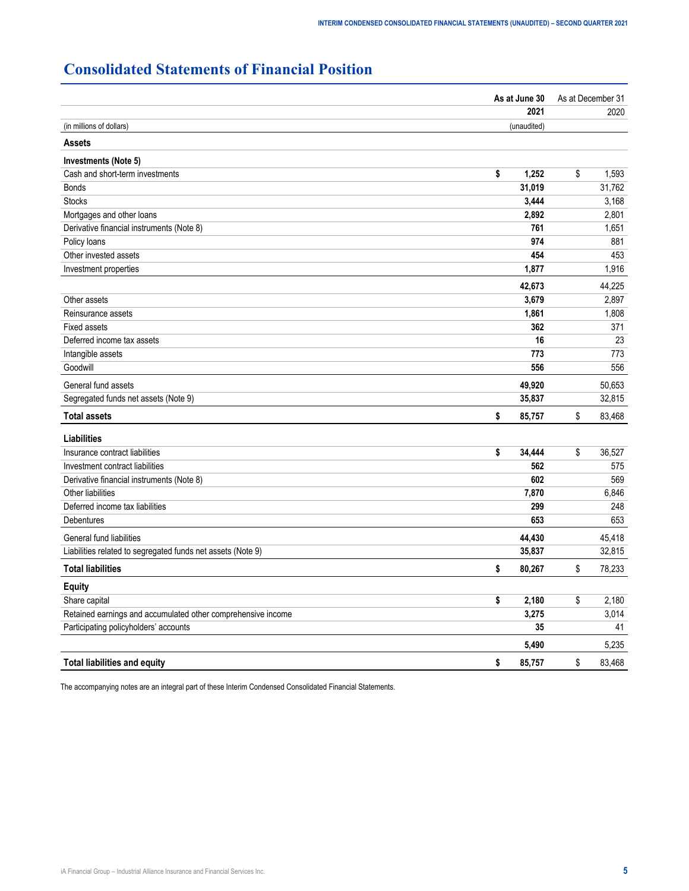# Consolidated Statements of Financial Position

| (in millions of dollars) | As at June 30 2021 (unaudited) | As at December 31 2020 |
|---|---|---|
| **Assets** | | |
| **Investments (Note 5)** | | |
| Cash and short-term investments | **$ 1,252** | $ 1,593 |
| Bonds | **31,019** | 31,762 |
| Stocks | **3,444** | 3,168 |
| Mortgages and other loans | **2,892** | 2,801 |
| Derivative financial instruments (Note 8) | **761** | 1,651 |
| Policy loans | **974** | 881 |
| Other invested assets | **454** | 453 |
| Investment properties | **1,877** | 1,916 |
| | **42,673** | 44,225 |
| Other assets | **3,679** | 2,897 |
| Reinsurance assets | **1,861** | 1,808 |
| Fixed assets | **362** | 371 |
| Deferred income tax assets | **16** | 23 |
| Intangible assets | **773** | 773 |
| Goodwill | **556** | 556 |
| General fund assets | **49,920** | 50,653 |
| Segregated funds net assets (Note 9) | **35,837** | 32,815 |
| **Total assets** | **$ 85,757** | $ 83,468 |
| **Liabilities** | | |
| Insurance contract liabilities | **$ 34,444** | $ 36,527 |
| Investment contract liabilities | **562** | 575 |
| Derivative financial instruments (Note 8) | **602** | 569 |
| Other liabilities | **7,870** | 6,846 |
| Deferred income tax liabilities | **299** | 248 |
| Debentures | **653** | 653 |
| General fund liabilities | **44,430** | 45,418 |
| Liabilities related to segregated funds net assets (Note 9) | **35,837** | 32,815 |
| **Total liabilities** | **$ 80,267** | $ 78,233 |
| **Equity** | | |
| Share capital | **$ 2,180** | $ 2,180 |
| Retained earnings and accumulated other comprehensive income | **3,275** | 3,014 |
| Participating policyholders' accounts | **35** | 41 |
| | **5,490** | 5,235 |
| **Total liabilities and equity** | **$ 85,757** | $ 83,468 |

The accompanying notes are an integral part of these Interim Condensed Consolidated Financial Statements.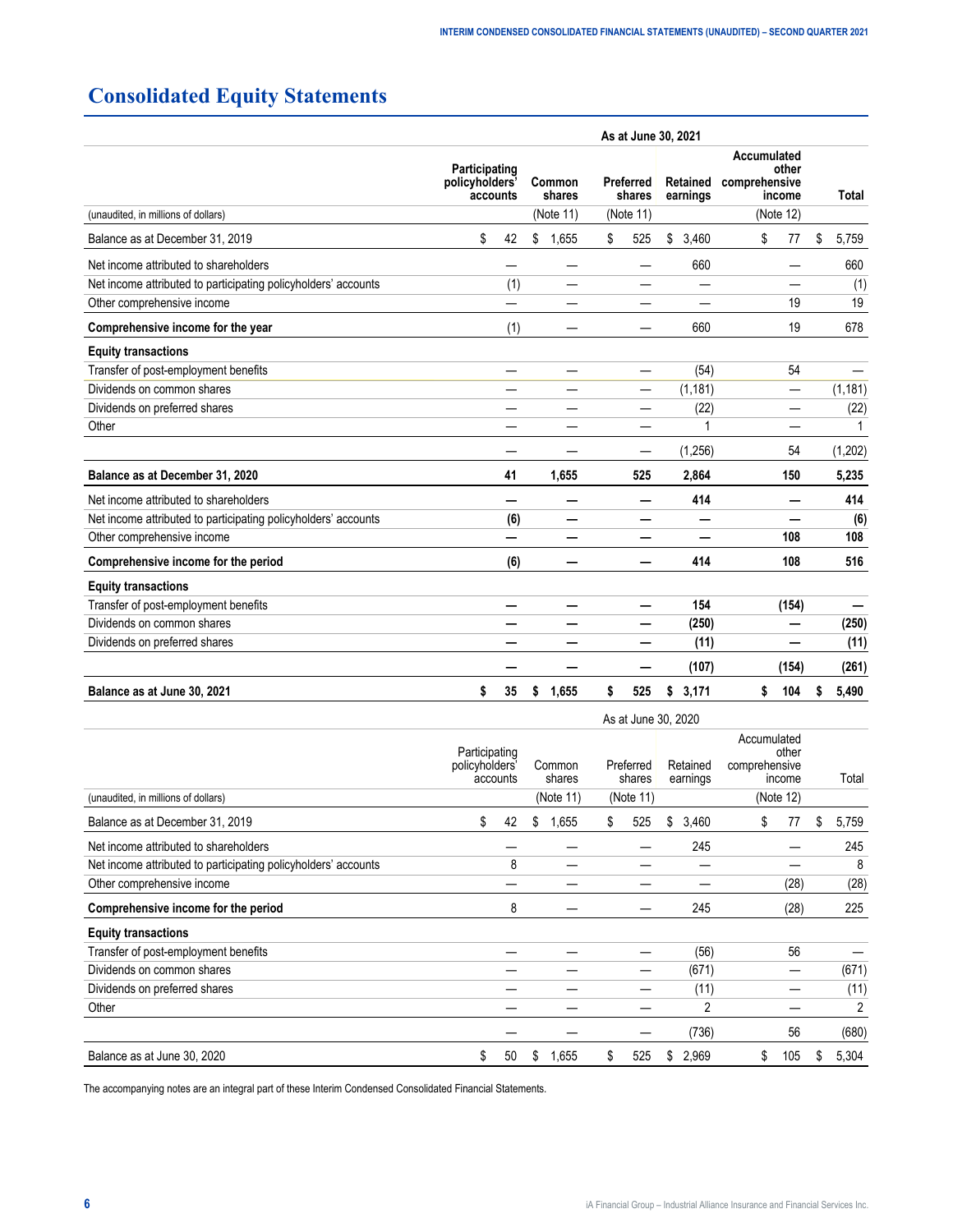# Consolidated Equity Statements

| | As at June 30, 2021 | | | | | |
|---|---|---|---|---|---|---|
| | Participating policyholders' accounts | Common shares | Preferred shares | Retained earnings | Accumulated other comprehensive income | Total |
| (unaudited, in millions of dollars) | | (Note 11) | (Note 11) | | (Note 12) | |
| Balance as at December 31, 2019 | $ 42 | $ 1,655 | $ 525 | $ 3,460 | $ 77 | $ 5,759 |
| Net income attributed to shareholders | — | — | — | 660 | — | 660 |
| Net income attributed to participating policyholders' accounts | (1) | — | — | — | — | (1) |
| Other comprehensive income | — | — | — | — | 19 | 19 |
| **Comprehensive income for the year** | (1) | — | — | 660 | 19 | 678 |
| **Equity transactions** | | | | | | |
| Transfer of post-employment benefits | — | — | — | (54) | 54 | — |
| Dividends on common shares | — | — | — | (1,181) | — | (1,181) |
| Dividends on preferred shares | — | — | — | (22) | — | (22) |
| Other | — | — | — | 1 | — | 1 |
| | — | — | — | (1,256) | 54 | (1,202) |
| **Balance as at December 31, 2020** | **41** | **1,655** | **525** | **2,864** | **150** | **5,235** |
| Net income attributed to shareholders | **—** | **—** | **—** | **414** | **—** | **414** |
| Net income attributed to participating policyholders' accounts | **(6)** | **—** | **—** | **—** | **—** | **(6)** |
| Other comprehensive income | **—** | **—** | **—** | **—** | **108** | **108** |
| **Comprehensive income for the period** | **(6)** | **—** | **—** | **414** | **108** | **516** |
| **Equity transactions** | | | | | | |
| Transfer of post-employment benefits | **—** | **—** | **—** | **154** | **(154)** | **—** |
| Dividends on common shares | **—** | **—** | **—** | **(250)** | **—** | **(250)** |
| Dividends on preferred shares | **—** | **—** | **—** | **(11)** | **—** | **(11)** |
| | **—** | **—** | **—** | **(107)** | **(154)** | **(261)** |
| **Balance as at June 30, 2021** | **$ 35** | **$ 1,655** | **$ 525** | **$ 3,171** | **$ 104** | **$ 5,490** |

| | As at June 30, 2020 | | | | | |
|---|---|---|---|---|---|---|
| | Participating policyholders' accounts | Common shares | Preferred shares | Retained earnings | Accumulated other comprehensive income | Total |
| (unaudited, in millions of dollars) | | (Note 11) | (Note 11) | | (Note 12) | |
| Balance as at December 31, 2019 | $ 42 | $ 1,655 | $ 525 | $ 3,460 | $ 77 | $ 5,759 |
| Net income attributed to shareholders | — | — | — | 245 | — | 245 |
| Net income attributed to participating policyholders' accounts | 8 | — | — | — | — | 8 |
| Other comprehensive income | — | — | — | — | (28) | (28) |
| **Comprehensive income for the period** | 8 | — | — | 245 | (28) | 225 |
| **Equity transactions** | | | | | | |
| Transfer of post-employment benefits | — | — | — | (56) | 56 | — |
| Dividends on common shares | — | — | — | (671) | — | (671) |
| Dividends on preferred shares | — | — | — | (11) | — | (11) |
| Other | — | — | — | 2 | — | 2 |
| | — | — | — | (736) | 56 | (680) |
| Balance as at June 30, 2020 | $ 50 | $ 1,655 | $ 525 | $ 2,969 | $ 105 | $ 5,304 |

The accompanying notes are an integral part of these Interim Condensed Consolidated Financial Statements.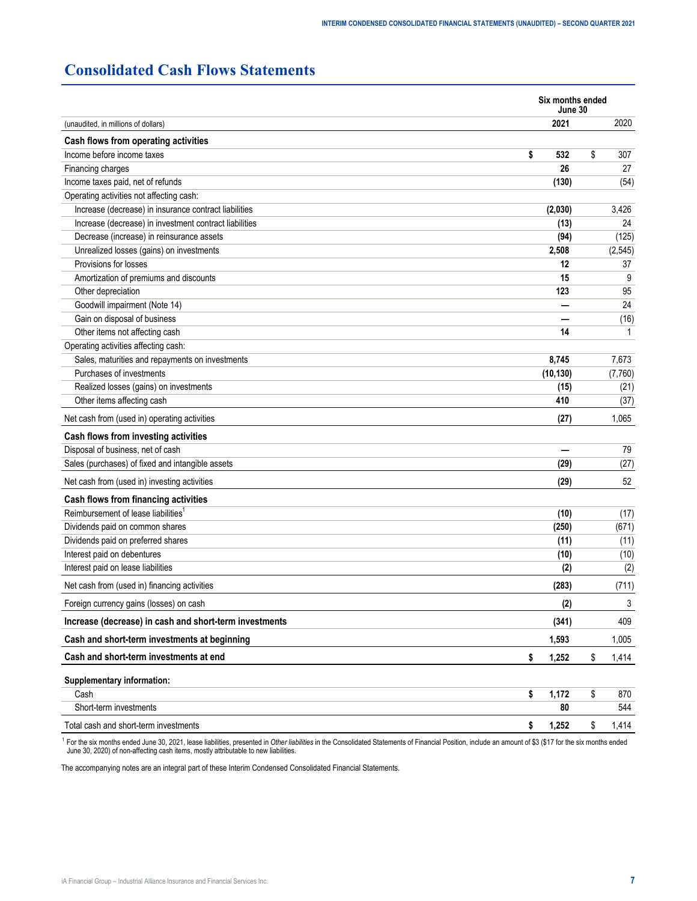# Consolidated Cash Flows Statements

| (unaudited, in millions of dollars) | Six months ended June 30 2021 | 2020 |
|---|---|---|
| **Cash flows from operating activities** | | |
| Income before income taxes | **$ 532** | $ 307 |
| Financing charges | **26** | 27 |
| Income taxes paid, net of refunds | **(130)** | (54) |
| Operating activities not affecting cash: | | |
| Increase (decrease) in insurance contract liabilities | **(2,030)** | 3,426 |
| Increase (decrease) in investment contract liabilities | **(13)** | 24 |
| Decrease (increase) in reinsurance assets | **(94)** | (125) |
| Unrealized losses (gains) on investments | **2,508** | (2,545) |
| Provisions for losses | **12** | 37 |
| Amortization of premiums and discounts | **15** | 9 |
| Other depreciation | **123** | 95 |
| Goodwill impairment (Note 14) | **—** | 24 |
| Gain on disposal of business | **—** | (16) |
| Other items not affecting cash | **14** | 1 |
| Operating activities affecting cash: | | |
| Sales, maturities and repayments on investments | **8,745** | 7,673 |
| Purchases of investments | **(10,130)** | (7,760) |
| Realized losses (gains) on investments | **(15)** | (21) |
| Other items affecting cash | **410** | (37) |
| Net cash from (used in) operating activities | **(27)** | 1,065 |
| **Cash flows from investing activities** | | |
| Disposal of business, net of cash | **—** | 79 |
| Sales (purchases) of fixed and intangible assets | **(29)** | (27) |
| Net cash from (used in) investing activities | **(29)** | 52 |
| **Cash flows from financing activities** | | |
| Reimbursement of lease liabilities[1] | **(10)** | (17) |
| Dividends paid on common shares | **(250)** | (671) |
| Dividends paid on preferred shares | **(11)** | (11) |
| Interest paid on debentures | **(10)** | (10) |
| Interest paid on lease liabilities | **(2)** | (2) |
| Net cash from (used in) financing activities | **(283)** | (711) |
| Foreign currency gains (losses) on cash | **(2)** | 3 |
| **Increase (decrease) in cash and short-term investments** | **(341)** | 409 |
| **Cash and short-term investments at beginning** | **1,593** | 1,005 |
| **Cash and short-term investments at end** | **$ 1,252** | $ 1,414 |
| **Supplementary information:** | | |
| Cash | **$ 1,172** | $ 870 |
| Short-term investments | **80** | 544 |
| Total cash and short-term investments | **$ 1,252** | $ 1,414 |

[1] For the six months ended June 30, 2021, lease liabilities, presented in *Other liabilities* in the Consolidated Statements of Financial Position, include an amount of $3 ($17 for the six months ended June 30, 2020) of non-affecting cash items, mostly attributable to new liabilities.

The accompanying notes are an integral part of these Interim Condensed Consolidated Financial Statements.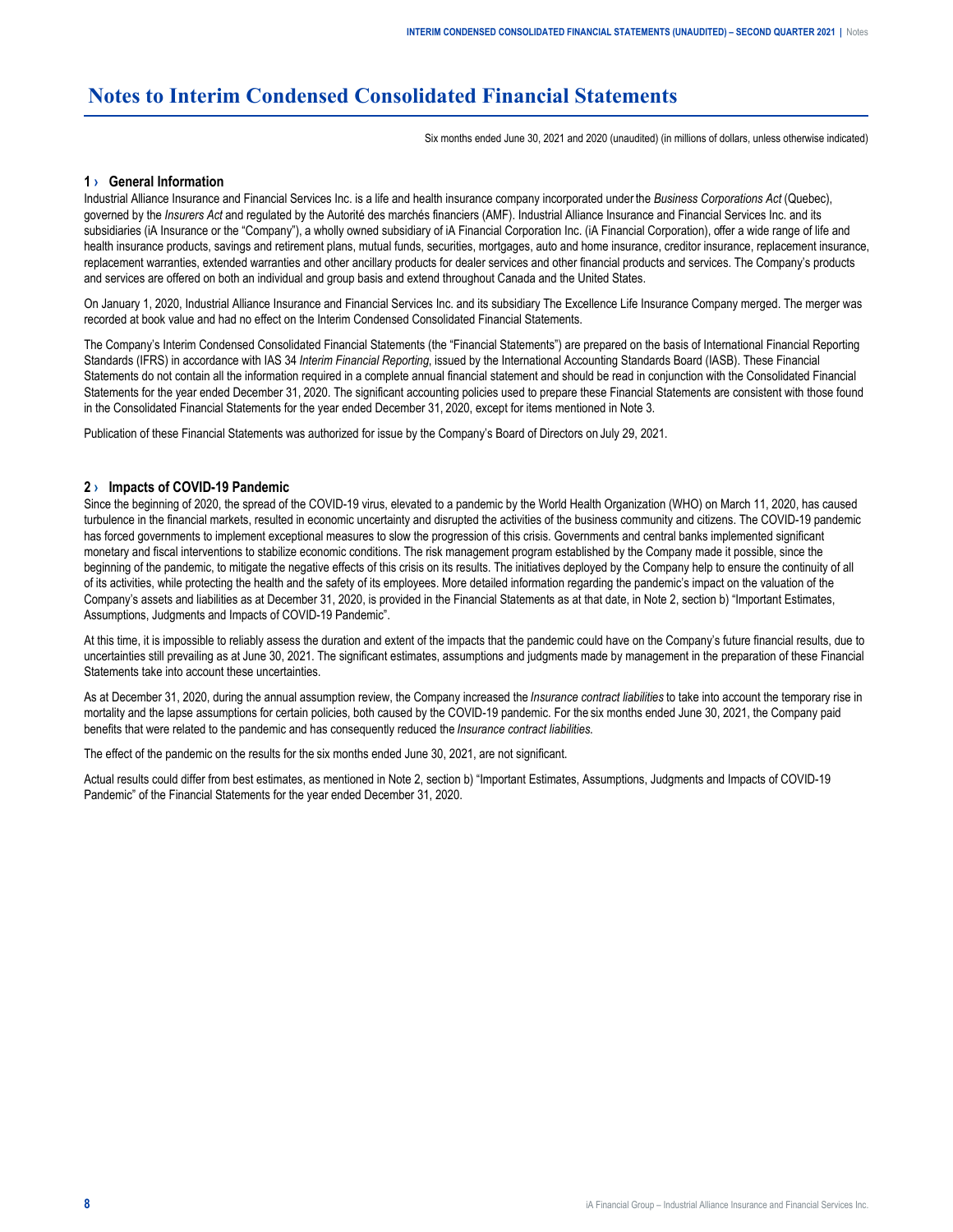# Notes to Interim Condensed Consolidated Financial Statements

Six months ended June 30, 2021 and 2020 (unaudited) (in millions of dollars, unless otherwise indicated)

## 1 › General Information

Industrial Alliance Insurance and Financial Services Inc. is a life and health insurance company incorporated under the *Business Corporations Act* (Quebec), governed by the *Insurers Act* and regulated by the Autorité des marchés financiers (AMF). Industrial Alliance Insurance and Financial Services Inc. and its subsidiaries (iA Insurance or the "Company"), a wholly owned subsidiary of iA Financial Corporation Inc. (iA Financial Corporation), offer a wide range of life and health insurance products, savings and retirement plans, mutual funds, securities, mortgages, auto and home insurance, creditor insurance, replacement insurance, replacement warranties, extended warranties and other ancillary products for dealer services and other financial products and services. The Company's products and services are offered on both an individual and group basis and extend throughout Canada and the United States.

On January 1, 2020, Industrial Alliance Insurance and Financial Services Inc. and its subsidiary The Excellence Life Insurance Company merged. The merger was recorded at book value and had no effect on the Interim Condensed Consolidated Financial Statements.

The Company's Interim Condensed Consolidated Financial Statements (the "Financial Statements") are prepared on the basis of International Financial Reporting Standards (IFRS) in accordance with IAS 34 *Interim Financial Reporting*, issued by the International Accounting Standards Board (IASB). These Financial Statements do not contain all the information required in a complete annual financial statement and should be read in conjunction with the Consolidated Financial Statements for the year ended December 31, 2020. The significant accounting policies used to prepare these Financial Statements are consistent with those found in the Consolidated Financial Statements for the year ended December 31, 2020, except for items mentioned in Note 3.

Publication of these Financial Statements was authorized for issue by the Company's Board of Directors on July 29, 2021.

## 2 › Impacts of COVID-19 Pandemic

Since the beginning of 2020, the spread of the COVID-19 virus, elevated to a pandemic by the World Health Organization (WHO) on March 11, 2020, has caused turbulence in the financial markets, resulted in economic uncertainty and disrupted the activities of the business community and citizens. The COVID-19 pandemic has forced governments to implement exceptional measures to slow the progression of this crisis. Governments and central banks implemented significant monetary and fiscal interventions to stabilize economic conditions. The risk management program established by the Company made it possible, since the beginning of the pandemic, to mitigate the negative effects of this crisis on its results. The initiatives deployed by the Company help to ensure the continuity of all of its activities, while protecting the health and the safety of its employees. More detailed information regarding the pandemic's impact on the valuation of the Company's assets and liabilities as at December 31, 2020, is provided in the Financial Statements as at that date, in Note 2, section b) "Important Estimates, Assumptions, Judgments and Impacts of COVID-19 Pandemic".

At this time, it is impossible to reliably assess the duration and extent of the impacts that the pandemic could have on the Company's future financial results, due to uncertainties still prevailing as at June 30, 2021. The significant estimates, assumptions and judgments made by management in the preparation of these Financial Statements take into account these uncertainties.

As at December 31, 2020, during the annual assumption review, the Company increased the *Insurance contract liabilities* to take into account the temporary rise in mortality and the lapse assumptions for certain policies, both caused by the COVID-19 pandemic. For the six months ended June 30, 2021, the Company paid benefits that were related to the pandemic and has consequently reduced the *Insurance contract liabilities.*

The effect of the pandemic on the results for the six months ended June 30, 2021, are not significant.

Actual results could differ from best estimates, as mentioned in Note 2, section b) "Important Estimates, Assumptions, Judgments and Impacts of COVID-19 Pandemic" of the Financial Statements for the year ended December 31, 2020.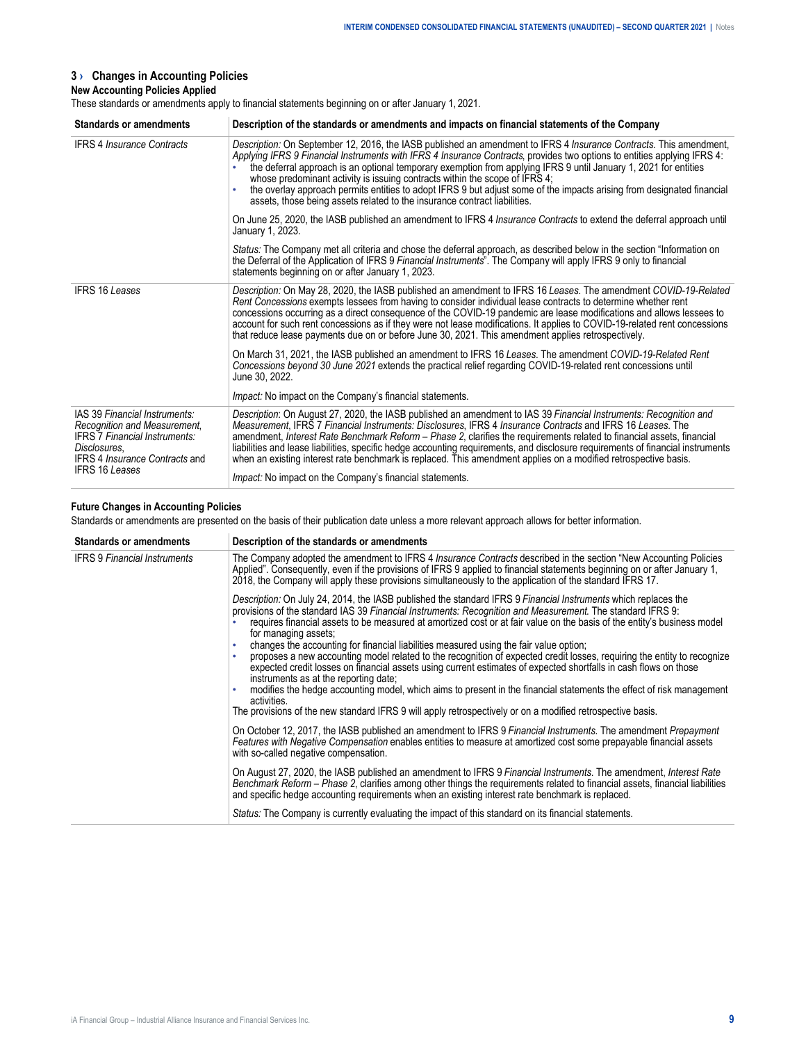## 3 › Changes in Accounting Policies

### New Accounting Policies Applied

These standards or amendments apply to financial statements beginning on or after January 1, 2021.

| Standards or amendments | Description of the standards or amendments and impacts on financial statements of the Company |
|---|---|
| IFRS 4 *Insurance Contracts* | *Description:* On September 12, 2016, the IASB published an amendment to IFRS 4 *Insurance Contracts*. This amendment, *Applying IFRS 9 Financial Instruments with IFRS 4 Insurance Contracts*, provides two options to entities applying IFRS 4:<br>• the deferral approach is an optional temporary exemption from applying IFRS 9 until January 1, 2021 for entities whose predominant activity is issuing contracts within the scope of IFRS 4;<br>• the overlay approach permits entities to adopt IFRS 9 but adjust some of the impacts arising from designated financial assets, those being assets related to the insurance contract liabilities.<br><br>On June 25, 2020, the IASB published an amendment to IFRS 4 *Insurance Contracts* to extend the deferral approach until January 1, 2023.<br><br>*Status:* The Company met all criteria and chose the deferral approach, as described below in the section "Information on the Deferral of the Application of IFRS 9 *Financial Instruments*". The Company will apply IFRS 9 only to financial statements beginning on or after January 1, 2023. |
| IFRS 16 *Leases* | *Description:* On May 28, 2020, the IASB published an amendment to IFRS 16 *Leases*. The amendment *COVID-19-Related Rent Concessions* exempts lessees from having to consider individual lease contracts to determine whether rent concessions occurring as a direct consequence of the COVID-19 pandemic are lease modifications and allows lessees to account for such rent concessions as if they were not lease modifications. It applies to COVID-19-related rent concessions that reduce lease payments due on or before June 30, 2021. This amendment applies retrospectively.<br><br>On March 31, 2021, the IASB published an amendment to IFRS 16 *Leases*. The amendment *COVID-19-Related Rent Concessions beyond 30 June 2021* extends the practical relief regarding COVID-19-related rent concessions until June 30, 2022.<br><br>*Impact:* No impact on the Company's financial statements. |
| IAS 39 *Financial Instruments: Recognition and Measurement*, IFRS 7 *Financial Instruments: Disclosures*, IFRS 4 *Insurance Contracts* and IFRS 16 *Leases* | *Description*: On August 27, 2020, the IASB published an amendment to IAS 39 *Financial Instruments: Recognition and Measurement*, IFRS 7 *Financial Instruments: Disclosures*, IFRS 4 *Insurance Contracts* and IFRS 16 *Leases*. The amendment, *Interest Rate Benchmark Reform – Phase 2*, clarifies the requirements related to financial assets, financial liabilities and lease liabilities, specific hedge accounting requirements, and disclosure requirements of financial instruments when an existing interest rate benchmark is replaced. This amendment applies on a modified retrospective basis.<br><br>*Impact:* No impact on the Company's financial statements. |

### Future Changes in Accounting Policies

Standards or amendments are presented on the basis of their publication date unless a more relevant approach allows for better information.

| Standards or amendments | Description of the standards or amendments |
|---|---|
| IFRS 9 *Financial Instruments* | The Company adopted the amendment to IFRS 4 *Insurance Contracts* described in the section "New Accounting Policies Applied". Consequently, even if the provisions of IFRS 9 applied to financial statements beginning on or after January 1, 2018, the Company will apply these provisions simultaneously to the application of the standard IFRS 17.<br><br>*Description:* On July 24, 2014, the IASB published the standard IFRS 9 *Financial Instruments* which replaces the provisions of the standard IAS 39 *Financial Instruments: Recognition and Measurement*. The standard IFRS 9:<br>• requires financial assets to be measured at amortized cost or at fair value on the basis of the entity's business model for managing assets;<br>• changes the accounting for financial liabilities measured using the fair value option;<br>• proposes a new accounting model related to the recognition of expected credit losses, requiring the entity to recognize expected credit losses on financial assets using current estimates of expected shortfalls in cash flows on those instruments as at the reporting date;<br>• modifies the hedge accounting model, which aims to present in the financial statements the effect of risk management activities.<br>The provisions of the new standard IFRS 9 will apply retrospectively or on a modified retrospective basis.<br><br>On October 12, 2017, the IASB published an amendment to IFRS 9 *Financial Instruments*. The amendment *Prepayment Features with Negative Compensation* enables entities to measure at amortized cost some prepayable financial assets with so-called negative compensation.<br><br>On August 27, 2020, the IASB published an amendment to IFRS 9 *Financial Instruments*. The amendment, *Interest Rate Benchmark Reform – Phase 2*, clarifies among other things the requirements related to financial assets, financial liabilities and specific hedge accounting requirements when an existing interest rate benchmark is replaced.<br><br>*Status:* The Company is currently evaluating the impact of this standard on its financial statements. |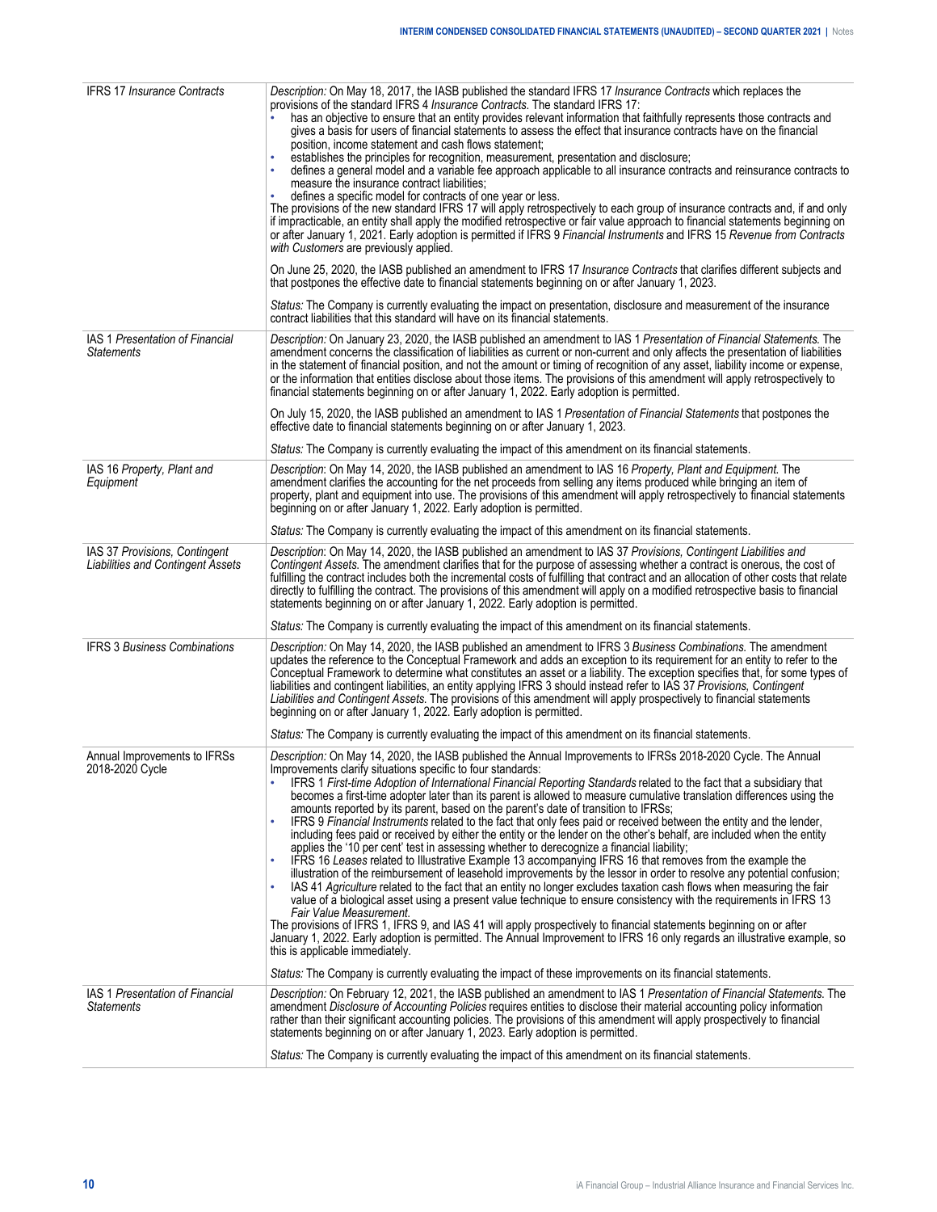| | |
|---|---|
| IFRS 17 *Insurance Contracts* | *Description:* On May 18, 2017, the IASB published the standard IFRS 17 *Insurance Contracts* which replaces the provisions of the standard IFRS 4 *Insurance Contracts*. The standard IFRS 17:<br>• has an objective to ensure that an entity provides relevant information that faithfully represents those contracts and gives a basis for users of financial statements to assess the effect that insurance contracts have on the financial position, income statement and cash flows statement;<br>• establishes the principles for recognition, measurement, presentation and disclosure;<br>• defines a general model and a variable fee approach applicable to all insurance contracts and reinsurance contracts to measure the insurance contract liabilities;<br>• defines a specific model for contracts of one year or less.<br>The provisions of the new standard IFRS 17 will apply retrospectively to each group of insurance contracts and, if and only if impracticable, an entity shall apply the modified retrospective or fair value approach to financial statements beginning on or after January 1, 2021. Early adoption is permitted if IFRS 9 *Financial Instruments* and IFRS 15 *Revenue from Contracts with Customers* are previously applied.<br><br>On June 25, 2020, the IASB published an amendment to IFRS 17 *Insurance Contracts* that clarifies different subjects and that postpones the effective date to financial statements beginning on or after January 1, 2023.<br><br>*Status:* The Company is currently evaluating the impact on presentation, disclosure and measurement of the insurance contract liabilities that this standard will have on its financial statements. |
| IAS 1 *Presentation of Financial Statements* | *Description:* On January 23, 2020, the IASB published an amendment to IAS 1 *Presentation of Financial Statements*. The amendment concerns the classification of liabilities as current or non-current and only affects the presentation of liabilities in the statement of financial position, and not the amount or timing of recognition of any asset, liability income or expense, or the information that entities disclose about those items. The provisions of this amendment will apply retrospectively to financial statements beginning on or after January 1, 2022. Early adoption is permitted.<br><br>On July 15, 2020, the IASB published an amendment to IAS 1 *Presentation of Financial Statements* that postpones the effective date to financial statements beginning on or after January 1, 2023.<br><br>*Status:* The Company is currently evaluating the impact of this amendment on its financial statements. |
| IAS 16 *Property, Plant and Equipment* | *Description*: On May 14, 2020, the IASB published an amendment to IAS 16 *Property, Plant and Equipment*. The amendment clarifies the accounting for the net proceeds from selling any items produced while bringing an item of property, plant and equipment into use. The provisions of this amendment will apply retrospectively to financial statements beginning on or after January 1, 2022. Early adoption is permitted.<br><br>*Status:* The Company is currently evaluating the impact of this amendment on its financial statements. |
| IAS 37 *Provisions, Contingent Liabilities and Contingent Assets* | *Description*: On May 14, 2020, the IASB published an amendment to IAS 37 *Provisions, Contingent Liabilities and Contingent Assets*. The amendment clarifies that for the purpose of assessing whether a contract is onerous, the cost of fulfilling the contract includes both the incremental costs of fulfilling that contract and an allocation of other costs that relate directly to fulfilling the contract. The provisions of this amendment will apply on a modified retrospective basis to financial statements beginning on or after January 1, 2022. Early adoption is permitted.<br><br>*Status:* The Company is currently evaluating the impact of this amendment on its financial statements. |
| IFRS 3 *Business Combinations* | *Description:* On May 14, 2020, the IASB published an amendment to IFRS 3 *Business Combinations*. The amendment updates the reference to the Conceptual Framework and adds an exception to its requirement for an entity to refer to the Conceptual Framework to determine what constitutes an asset or a liability. The exception specifies that, for some types of liabilities and contingent liabilities, an entity applying IFRS 3 should instead refer to IAS 37 *Provisions, Contingent Liabilities and Contingent Assets*. The provisions of this amendment will apply prospectively to financial statements beginning on or after January 1, 2022. Early adoption is permitted.<br><br>*Status:* The Company is currently evaluating the impact of this amendment on its financial statements. |
| Annual Improvements to IFRSs 2018-2020 Cycle | *Description:* On May 14, 2020, the IASB published the Annual Improvements to IFRSs 2018-2020 Cycle. The Annual Improvements clarify situations specific to four standards:<br>• IFRS 1 *First-time Adoption of International Financial Reporting Standards* related to the fact that a subsidiary that becomes a first-time adopter later than its parent is allowed to measure cumulative translation differences using the amounts reported by its parent, based on the parent's date of transition to IFRSs;<br>• IFRS 9 *Financial Instruments* related to the fact that only fees paid or received between the entity and the lender, including fees paid or received by either the entity or the lender on the other's behalf, are included when the entity applies the '10 per cent' test in assessing whether to derecognize a financial liability;<br>• IFRS 16 *Leases* related to Illustrative Example 13 accompanying IFRS 16 that removes from the example the illustration of the reimbursement of leasehold improvements by the lessor in order to resolve any potential confusion;<br>• IAS 41 *Agriculture* related to the fact that an entity no longer excludes taxation cash flows when measuring the fair value of a biological asset using a present value technique to ensure consistency with the requirements in IFRS 13 *Fair Value Measurement*.<br>The provisions of IFRS 1, IFRS 9, and IAS 41 will apply prospectively to financial statements beginning on or after January 1, 2022. Early adoption is permitted. The Annual Improvement to IFRS 16 only regards an illustrative example, so this is applicable immediately.<br><br>*Status:* The Company is currently evaluating the impact of these improvements on its financial statements. |
| IAS 1 *Presentation of Financial Statements* | *Description:* On February 12, 2021, the IASB published an amendment to IAS 1 *Presentation of Financial Statements*. The amendment *Disclosure of Accounting Policies* requires entities to disclose their material accounting policy information rather than their significant accounting policies. The provisions of this amendment will apply prospectively to financial statements beginning on or after January 1, 2023. Early adoption is permitted.<br><br>*Status:* The Company is currently evaluating the impact of this amendment on its financial statements. |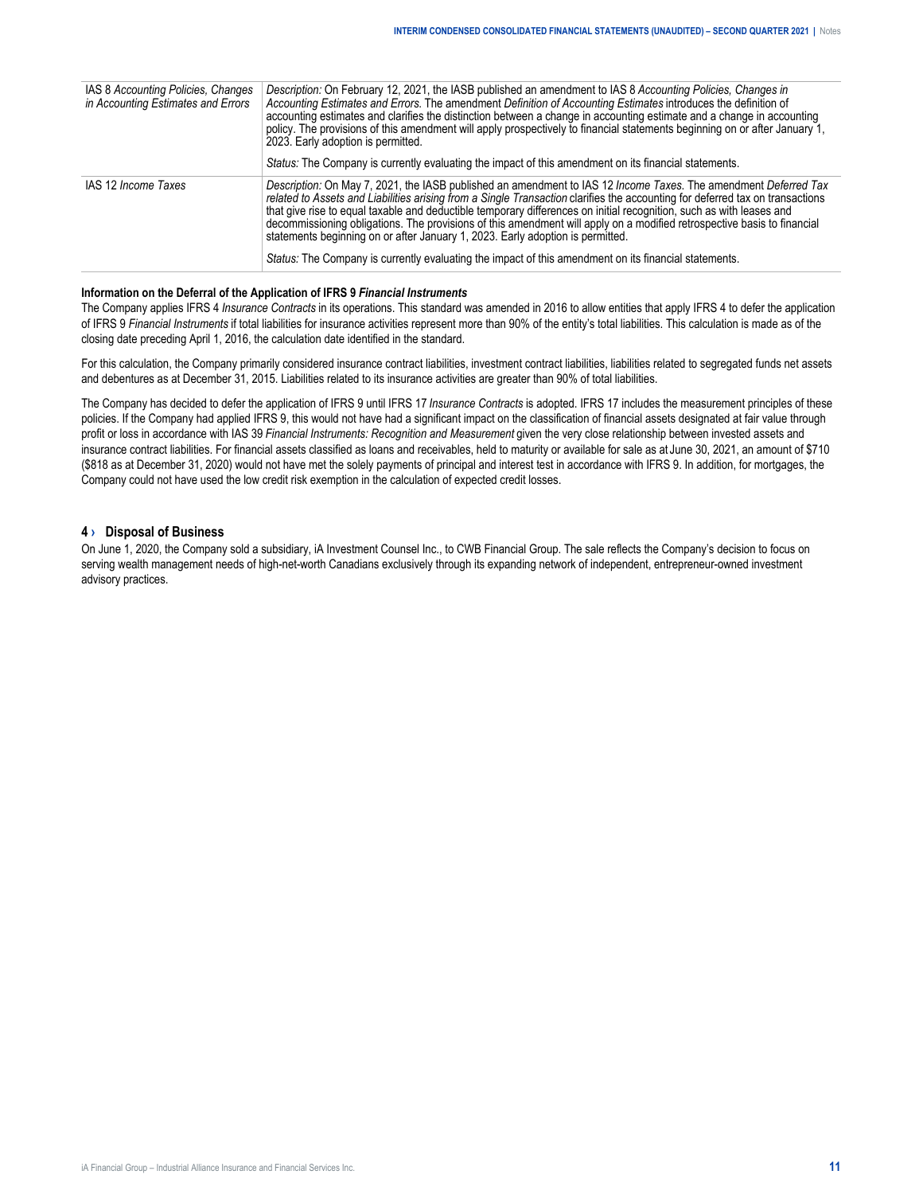| | |
|---|---|
| IAS 8 *Accounting Policies, Changes in Accounting Estimates and Errors* | *Description:* On February 12, 2021, the IASB published an amendment to IAS 8 *Accounting Policies, Changes in Accounting Estimates and Errors*. The amendment *Definition of Accounting Estimates* introduces the definition of accounting estimates and clarifies the distinction between a change in accounting estimate and a change in accounting policy. The provisions of this amendment will apply prospectively to financial statements beginning on or after January 1, 2023. Early adoption is permitted.<br><br>*Status:* The Company is currently evaluating the impact of this amendment on its financial statements. |
| IAS 12 *Income Taxes* | *Description:* On May 7, 2021, the IASB published an amendment to IAS 12 *Income Taxes*. The amendment *Deferred Tax related to Assets and Liabilities arising from a Single Transaction* clarifies the accounting for deferred tax on transactions that give rise to equal taxable and deductible temporary differences on initial recognition, such as with leases and decommissioning obligations. The provisions of this amendment will apply on a modified retrospective basis to financial statements beginning on or after January 1, 2023. Early adoption is permitted.<br><br>*Status:* The Company is currently evaluating the impact of this amendment on its financial statements. |

**Information on the Deferral of the Application of IFRS 9 *Financial Instruments***

The Company applies IFRS 4 *Insurance Contracts* in its operations. This standard was amended in 2016 to allow entities that apply IFRS 4 to defer the application of IFRS 9 *Financial Instruments* if total liabilities for insurance activities represent more than 90% of the entity's total liabilities. This calculation is made as of the closing date preceding April 1, 2016, the calculation date identified in the standard.

For this calculation, the Company primarily considered insurance contract liabilities, investment contract liabilities, liabilities related to segregated funds net assets and debentures as at December 31, 2015. Liabilities related to its insurance activities are greater than 90% of total liabilities.

The Company has decided to defer the application of IFRS 9 until IFRS 17 *Insurance Contracts* is adopted. IFRS 17 includes the measurement principles of these policies. If the Company had applied IFRS 9, this would not have had a significant impact on the classification of financial assets designated at fair value through profit or loss in accordance with IAS 39 *Financial Instruments: Recognition and Measurement* given the very close relationship between invested assets and insurance contract liabilities. For financial assets classified as loans and receivables, held to maturity or available for sale as at June 30, 2021, an amount of $710 ($818 as at December 31, 2020) would not have met the solely payments of principal and interest test in accordance with IFRS 9. In addition, for mortgages, the Company could not have used the low credit risk exemption in the calculation of expected credit losses.

## 4 › Disposal of Business

On June 1, 2020, the Company sold a subsidiary, iA Investment Counsel Inc., to CWB Financial Group. The sale reflects the Company's decision to focus on serving wealth management needs of high-net-worth Canadians exclusively through its expanding network of independent, entrepreneur-owned investment advisory practices.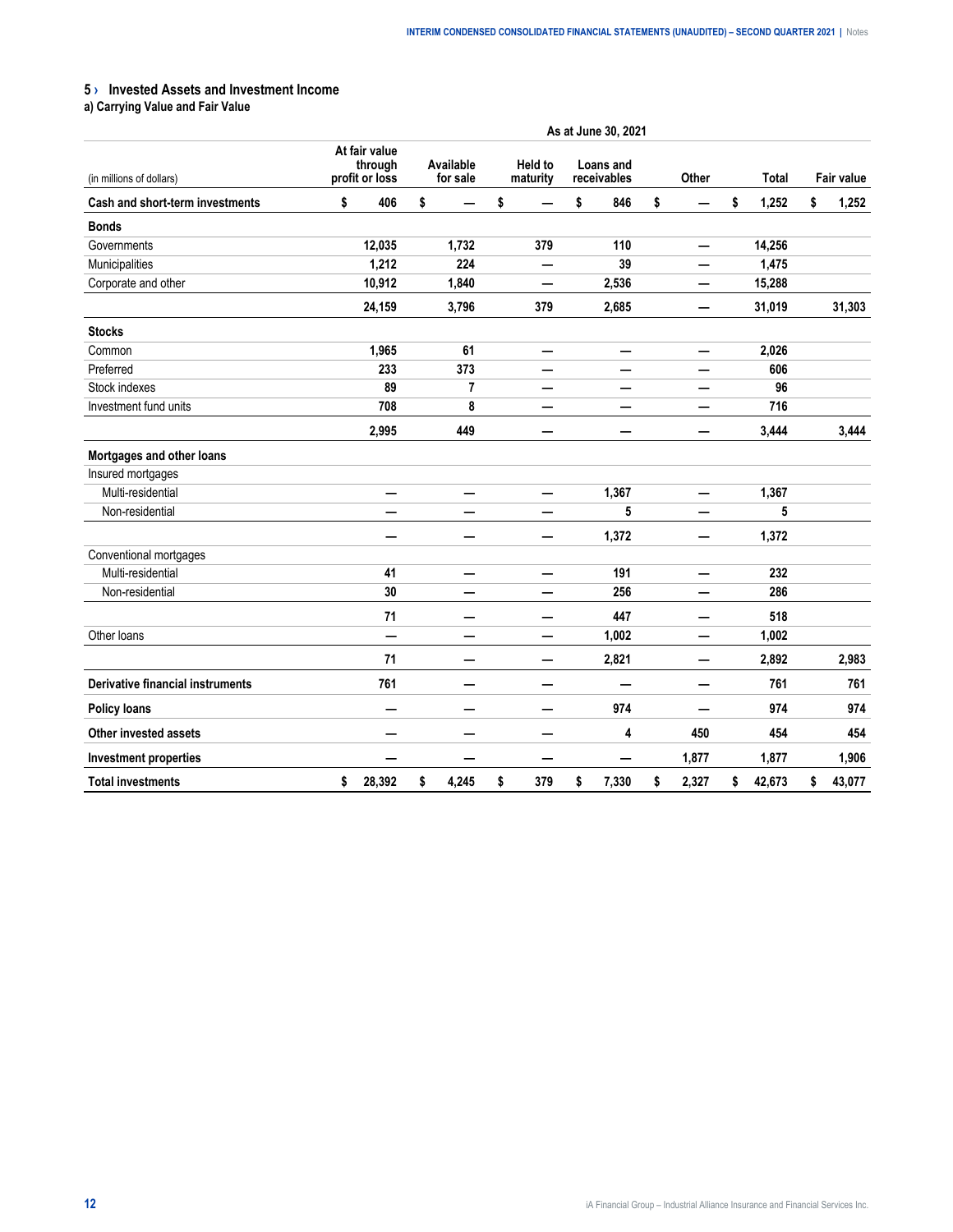## 5 › Invested Assets and Investment Income

### a) Carrying Value and Fair Value

| | As at June 30, 2021 | | | | | | |
|---|---|---|---|---|---|---|---|
| (in millions of dollars) | At fair value through profit or loss | Available for sale | Held to maturity | Loans and receivables | Other | Total | Fair value |
| **Cash and short-term investments** | $ 406 | $ — | $ — | $ 846 | $ — | $ 1,252 | $ 1,252 |
| **Bonds** | | | | | | | |
| Governments | 12,035 | 1,732 | 379 | 110 | — | 14,256 | |
| Municipalities | 1,212 | 224 | — | 39 | — | 1,475 | |
| Corporate and other | 10,912 | 1,840 | — | 2,536 | — | 15,288 | |
| | 24,159 | 3,796 | 379 | 2,685 | — | 31,019 | 31,303 |
| **Stocks** | | | | | | | |
| Common | 1,965 | 61 | — | — | — | 2,026 | |
| Preferred | 233 | 373 | — | — | — | 606 | |
| Stock indexes | 89 | 7 | — | — | — | 96 | |
| Investment fund units | 708 | 8 | — | — | — | 716 | |
| | 2,995 | 449 | — | — | — | 3,444 | 3,444 |
| **Mortgages and other loans** | | | | | | | |
| Insured mortgages | | | | | | | |
| Multi-residential | — | — | — | 1,367 | — | 1,367 | |
| Non-residential | — | — | — | 5 | — | 5 | |
| | — | — | — | 1,372 | — | 1,372 | |
| Conventional mortgages | | | | | | | |
| Multi-residential | 41 | — | — | 191 | — | 232 | |
| Non-residential | 30 | — | — | 256 | — | 286 | |
| | 71 | — | — | 447 | — | 518 | |
| Other loans | — | — | — | 1,002 | — | 1,002 | |
| | 71 | — | — | 2,821 | — | 2,892 | 2,983 |
| **Derivative financial instruments** | 761 | — | — | — | — | 761 | 761 |
| **Policy loans** | — | — | — | 974 | — | 974 | 974 |
| **Other invested assets** | — | — | — | 4 | 450 | 454 | 454 |
| **Investment properties** | — | — | — | — | 1,877 | 1,877 | 1,906 |
| **Total investments** | $ 28,392 | $ 4,245 | $ 379 | $ 7,330 | $ 2,327 | $ 42,673 | $ 43,077 |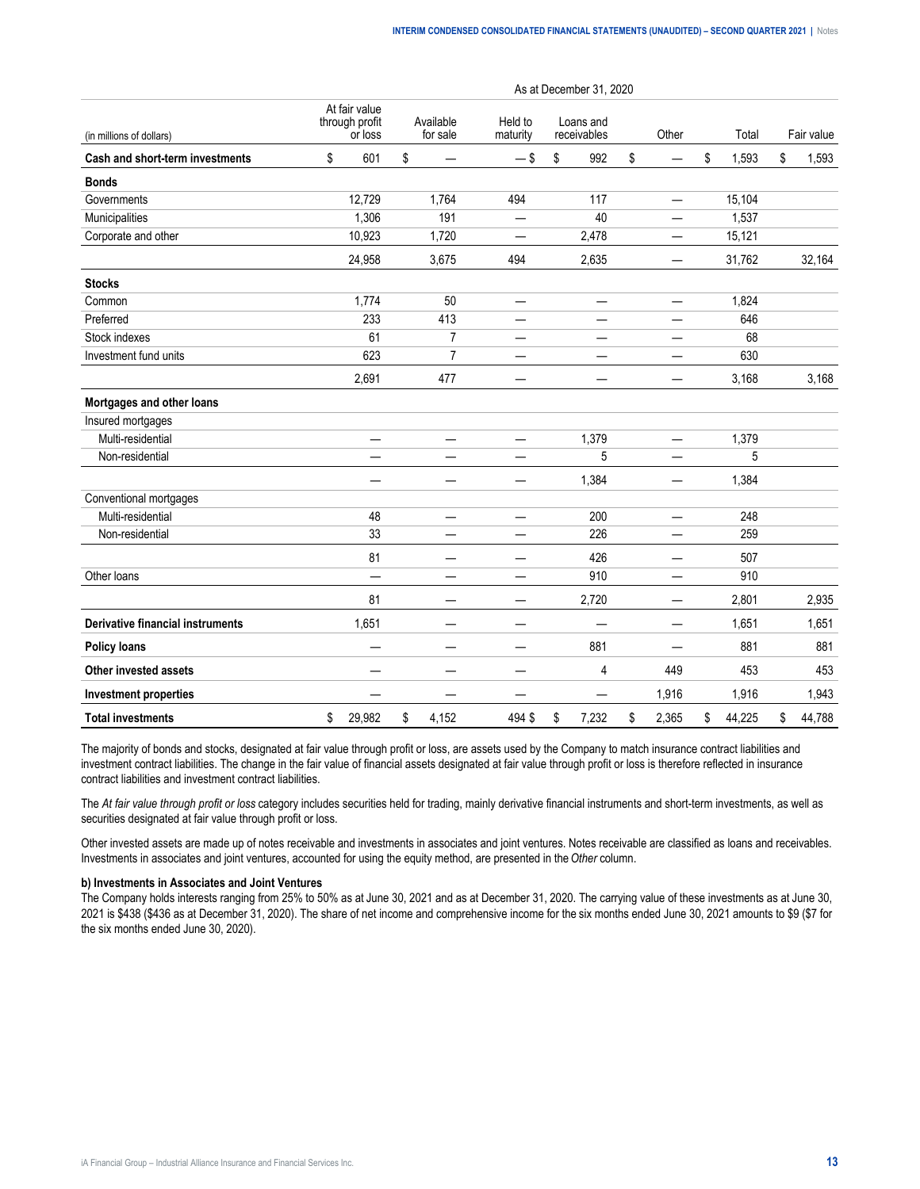| (in millions of dollars) | As at December 31, 2020 | | | | | | |
|---|---|---|---|---|---|---|---|
| | At fair value through profit or loss | Available for sale | Held to maturity | Loans and receivables | Other | Total | Fair value |
| **Cash and short-term investments** | $ 601 | $ — | — $ | $ 992 | $ — | $ 1,593 | $ 1,593 |
| **Bonds** | | | | | | | |
| Governments | 12,729 | 1,764 | 494 | 117 | — | 15,104 | |
| Municipalities | 1,306 | 191 | — | 40 | — | 1,537 | |
| Corporate and other | 10,923 | 1,720 | — | 2,478 | — | 15,121 | |
| | 24,958 | 3,675 | 494 | 2,635 | — | 31,762 | 32,164 |
| **Stocks** | | | | | | | |
| Common | 1,774 | 50 | — | — | — | 1,824 | |
| Preferred | 233 | 413 | — | — | — | 646 | |
| Stock indexes | 61 | 7 | — | — | — | 68 | |
| Investment fund units | 623 | 7 | — | — | — | 630 | |
| | 2,691 | 477 | — | — | — | 3,168 | 3,168 |
| **Mortgages and other loans** | | | | | | | |
| Insured mortgages | | | | | | | |
| Multi-residential | — | — | — | 1,379 | — | 1,379 | |
| Non-residential | — | — | — | 5 | — | 5 | |
| | — | — | — | 1,384 | — | 1,384 | |
| Conventional mortgages | | | | | | | |
| Multi-residential | 48 | — | — | 200 | — | 248 | |
| Non-residential | 33 | — | — | 226 | — | 259 | |
| | 81 | — | — | 426 | — | 507 | |
| Other loans | — | — | — | 910 | — | 910 | |
| | 81 | — | — | 2,720 | — | 2,801 | 2,935 |
| **Derivative financial instruments** | 1,651 | — | — | — | — | 1,651 | 1,651 |
| **Policy loans** | — | — | — | 881 | — | 881 | 881 |
| **Other invested assets** | — | — | — | 4 | 449 | 453 | 453 |
| **Investment properties** | — | — | — | — | 1,916 | 1,916 | 1,943 |
| **Total investments** | $ 29,982 | $ 4,152 | 494 $ | $ 7,232 | $ 2,365 | $ 44,225 | $ 44,788 |

The majority of bonds and stocks, designated at fair value through profit or loss, are assets used by the Company to match insurance contract liabilities and investment contract liabilities. The change in the fair value of financial assets designated at fair value through profit or loss is therefore reflected in insurance contract liabilities and investment contract liabilities.

The *At fair value through profit or loss* category includes securities held for trading, mainly derivative financial instruments and short-term investments, as well as securities designated at fair value through profit or loss.

Other invested assets are made up of notes receivable and investments in associates and joint ventures. Notes receivable are classified as loans and receivables. Investments in associates and joint ventures, accounted for using the equity method, are presented in the *Other* column.

**b) Investments in Associates and Joint Ventures**

The Company holds interests ranging from 25% to 50% as at June 30, 2021 and as at December 31, 2020. The carrying value of these investments as at June 30, 2021 is $438 ($436 as at December 31, 2020). The share of net income and comprehensive income for the six months ended June 30, 2021 amounts to $9 ($7 for the six months ended June 30, 2020).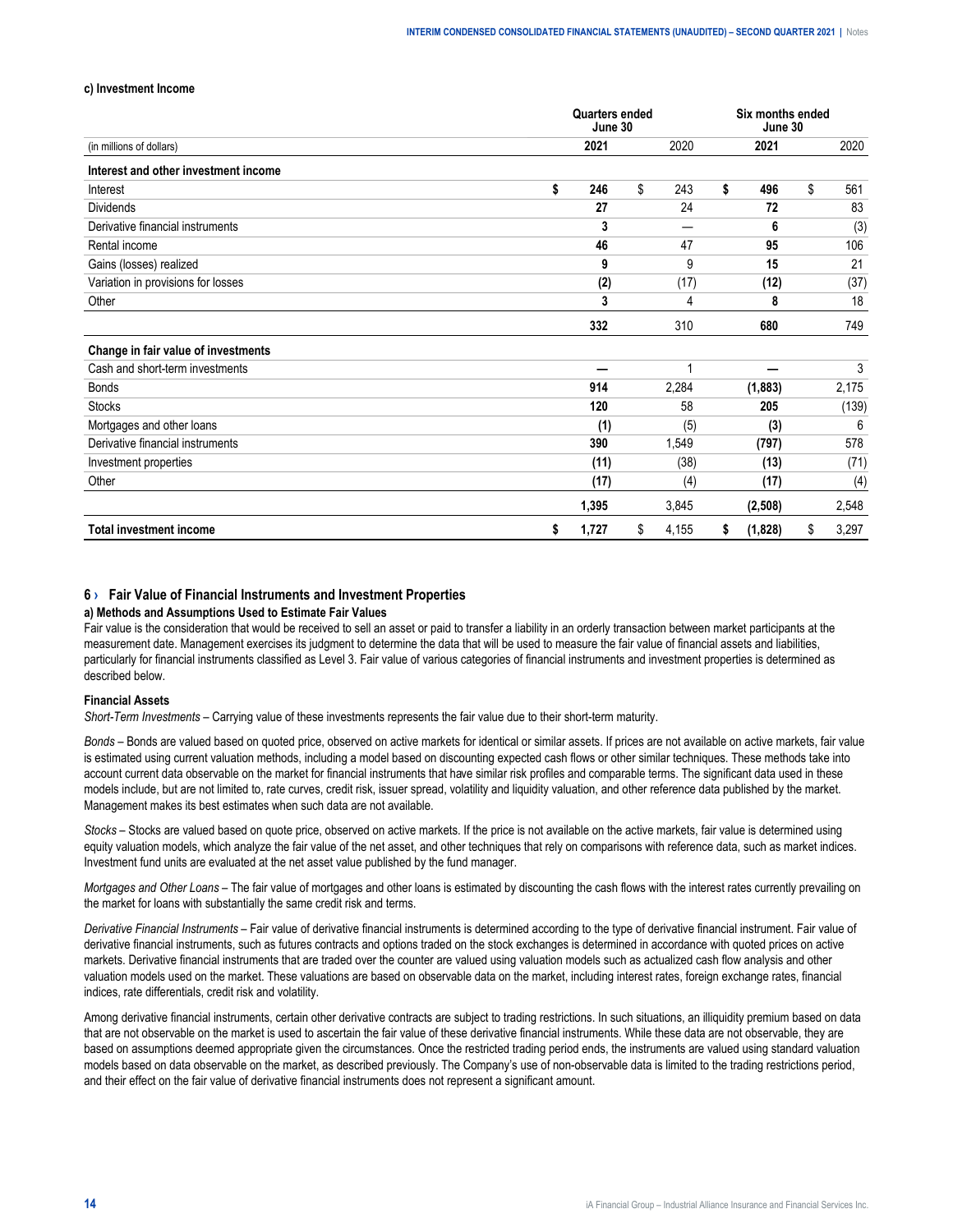#### c) Investment Income

| (in millions of dollars) | Quarters ended June 30 | | Six months ended June 30 | |
|---|---|---|---|---|
| | **2021** | 2020 | **2021** | 2020 |
| **Interest and other investment income** | | | | |
| Interest | **$ 246** | $ 243 | **$ 496** | $ 561 |
| Dividends | **27** | 24 | **72** | 83 |
| Derivative financial instruments | **3** | — | **6** | (3) |
| Rental income | **46** | 47 | **95** | 106 |
| Gains (losses) realized | **9** | 9 | **15** | 21 |
| Variation in provisions for losses | **(2)** | (17) | **(12)** | (37) |
| Other | **3** | 4 | **8** | 18 |
| | **332** | 310 | **680** | 749 |
| **Change in fair value of investments** | | | | |
| Cash and short-term investments | **—** | 1 | **—** | 3 |
| Bonds | **914** | 2,284 | **(1,883)** | 2,175 |
| Stocks | **120** | 58 | **205** | (139) |
| Mortgages and other loans | **(1)** | (5) | **(3)** | 6 |
| Derivative financial instruments | **390** | 1,549 | **(797)** | 578 |
| Investment properties | **(11)** | (38) | **(13)** | (71) |
| Other | **(17)** | (4) | **(17)** | (4) |
| | **1,395** | 3,845 | **(2,508)** | 2,548 |
| **Total investment income** | **$ 1,727** | $ 4,155 | **$ (1,828)** | $ 3,297 |

## 6 › Fair Value of Financial Instruments and Investment Properties

### a) Methods and Assumptions Used to Estimate Fair Values

Fair value is the consideration that would be received to sell an asset or paid to transfer a liability in an orderly transaction between market participants at the measurement date. Management exercises its judgment to determine the data that will be used to measure the fair value of financial assets and liabilities, particularly for financial instruments classified as Level 3. Fair value of various categories of financial instruments and investment properties is determined as described below.

#### Financial Assets

*Short-Term Investments* – Carrying value of these investments represents the fair value due to their short-term maturity.

*Bonds* – Bonds are valued based on quoted price, observed on active markets for identical or similar assets. If prices are not available on active markets, fair value is estimated using current valuation methods, including a model based on discounting expected cash flows or other similar techniques. These methods take into account current data observable on the market for financial instruments that have similar risk profiles and comparable terms. The significant data used in these models include, but are not limited to, rate curves, credit risk, issuer spread, volatility and liquidity valuation, and other reference data published by the market. Management makes its best estimates when such data are not available.

*Stocks* – Stocks are valued based on quote price, observed on active markets. If the price is not available on the active markets, fair value is determined using equity valuation models, which analyze the fair value of the net asset, and other techniques that rely on comparisons with reference data, such as market indices. Investment fund units are evaluated at the net asset value published by the fund manager.

*Mortgages and Other Loans* – The fair value of mortgages and other loans is estimated by discounting the cash flows with the interest rates currently prevailing on the market for loans with substantially the same credit risk and terms.

*Derivative Financial Instruments* – Fair value of derivative financial instruments is determined according to the type of derivative financial instrument. Fair value of derivative financial instruments, such as futures contracts and options traded on the stock exchanges is determined in accordance with quoted prices on active markets. Derivative financial instruments that are traded over the counter are valued using valuation models such as actualized cash flow analysis and other valuation models used on the market. These valuations are based on observable data on the market, including interest rates, foreign exchange rates, financial indices, rate differentials, credit risk and volatility.

Among derivative financial instruments, certain other derivative contracts are subject to trading restrictions. In such situations, an illiquidity premium based on data that are not observable on the market is used to ascertain the fair value of these derivative financial instruments. While these data are not observable, they are based on assumptions deemed appropriate given the circumstances. Once the restricted trading period ends, the instruments are valued using standard valuation models based on data observable on the market, as described previously. The Company's use of non-observable data is limited to the trading restrictions period, and their effect on the fair value of derivative financial instruments does not represent a significant amount.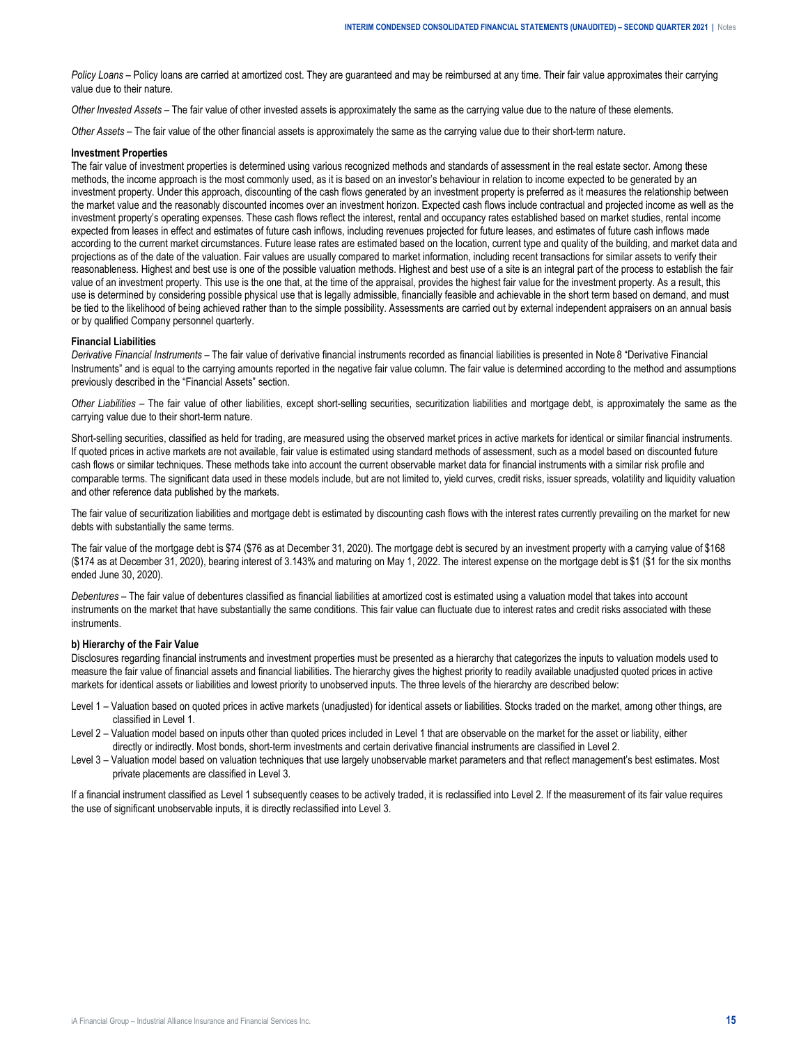*Policy Loans* – Policy loans are carried at amortized cost. They are guaranteed and may be reimbursed at any time. Their fair value approximates their carrying value due to their nature.

*Other Invested Assets* – The fair value of other invested assets is approximately the same as the carrying value due to the nature of these elements.

*Other Assets* – The fair value of the other financial assets is approximately the same as the carrying value due to their short-term nature.

**Investment Properties**

The fair value of investment properties is determined using various recognized methods and standards of assessment in the real estate sector. Among these methods, the income approach is the most commonly used, as it is based on an investor's behaviour in relation to income expected to be generated by an investment property. Under this approach, discounting of the cash flows generated by an investment property is preferred as it measures the relationship between the market value and the reasonably discounted incomes over an investment horizon. Expected cash flows include contractual and projected income as well as the investment property's operating expenses. These cash flows reflect the interest, rental and occupancy rates established based on market studies, rental income expected from leases in effect and estimates of future cash inflows, including revenues projected for future leases, and estimates of future cash inflows made according to the current market circumstances. Future lease rates are estimated based on the location, current type and quality of the building, and market data and projections as of the date of the valuation. Fair values are usually compared to market information, including recent transactions for similar assets to verify their reasonableness. Highest and best use is one of the possible valuation methods. Highest and best use of a site is an integral part of the process to establish the fair value of an investment property. This use is the one that, at the time of the appraisal, provides the highest fair value for the investment property. As a result, this use is determined by considering possible physical use that is legally admissible, financially feasible and achievable in the short term based on demand, and must be tied to the likelihood of being achieved rather than to the simple possibility. Assessments are carried out by external independent appraisers on an annual basis or by qualified Company personnel quarterly.

**Financial Liabilities**

*Derivative Financial Instruments* – The fair value of derivative financial instruments recorded as financial liabilities is presented in Note 8 "Derivative Financial Instruments" and is equal to the carrying amounts reported in the negative fair value column. The fair value is determined according to the method and assumptions previously described in the "Financial Assets" section.

*Other Liabilities* – The fair value of other liabilities, except short-selling securities, securitization liabilities and mortgage debt, is approximately the same as the carrying value due to their short-term nature.

Short-selling securities, classified as held for trading, are measured using the observed market prices in active markets for identical or similar financial instruments. If quoted prices in active markets are not available, fair value is estimated using standard methods of assessment, such as a model based on discounted future cash flows or similar techniques. These methods take into account the current observable market data for financial instruments with a similar risk profile and comparable terms. The significant data used in these models include, but are not limited to, yield curves, credit risks, issuer spreads, volatility and liquidity valuation and other reference data published by the markets.

The fair value of securitization liabilities and mortgage debt is estimated by discounting cash flows with the interest rates currently prevailing on the market for new debts with substantially the same terms.

The fair value of the mortgage debt is $74 ($76 as at December 31, 2020). The mortgage debt is secured by an investment property with a carrying value of $168 ($174 as at December 31, 2020), bearing interest of 3.143% and maturing on May 1, 2022. The interest expense on the mortgage debt is $1 ($1 for the six months ended June 30, 2020).

*Debentures* – The fair value of debentures classified as financial liabilities at amortized cost is estimated using a valuation model that takes into account instruments on the market that have substantially the same conditions. This fair value can fluctuate due to interest rates and credit risks associated with these instruments.

**b) Hierarchy of the Fair Value**

Disclosures regarding financial instruments and investment properties must be presented as a hierarchy that categorizes the inputs to valuation models used to measure the fair value of financial assets and financial liabilities. The hierarchy gives the highest priority to readily available unadjusted quoted prices in active markets for identical assets or liabilities and lowest priority to unobserved inputs. The three levels of the hierarchy are described below:

- Level 1 – Valuation based on quoted prices in active markets (unadjusted) for identical assets or liabilities. Stocks traded on the market, among other things, are classified in Level 1.
- Level 2 – Valuation model based on inputs other than quoted prices included in Level 1 that are observable on the market for the asset or liability, either directly or indirectly. Most bonds, short-term investments and certain derivative financial instruments are classified in Level 2.
- Level 3 – Valuation model based on valuation techniques that use largely unobservable market parameters and that reflect management's best estimates. Most private placements are classified in Level 3.

If a financial instrument classified as Level 1 subsequently ceases to be actively traded, it is reclassified into Level 2. If the measurement of its fair value requires the use of significant unobservable inputs, it is directly reclassified into Level 3.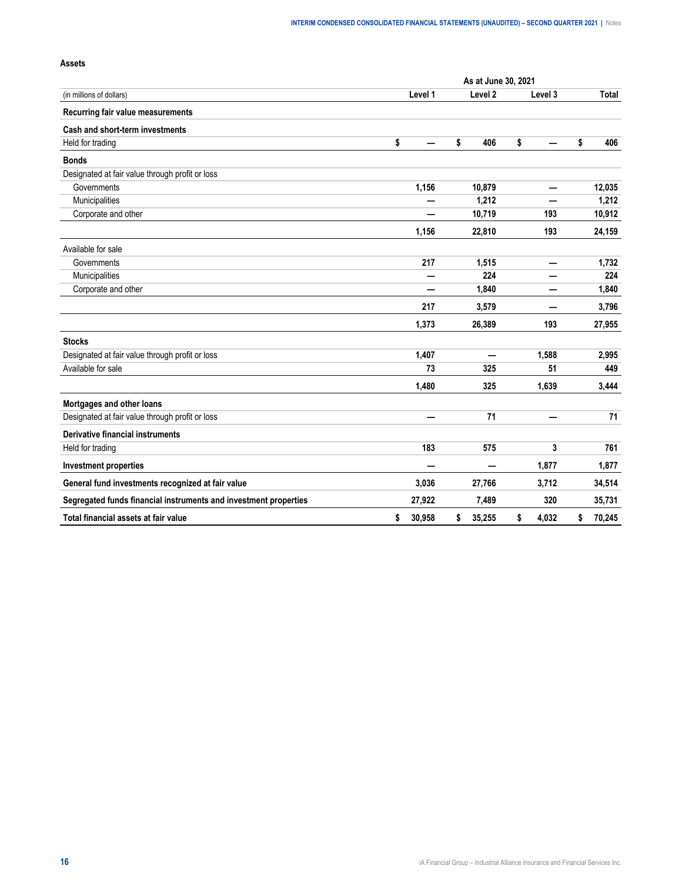### Assets

| (in millions of dollars) | As at June 30, 2021 | | | |
|---|---|---|---|---|
| | Level 1 | Level 2 | Level 3 | Total |
| **Recurring fair value measurements** | | | | |
| **Cash and short-term investments** | | | | |
| Held for trading | $ — | $ 406 | $ — | $ 406 |
| **Bonds** | | | | |
| Designated at fair value through profit or loss | | | | |
| Governments | 1,156 | 10,879 | — | 12,035 |
| Municipalities | — | 1,212 | — | 1,212 |
| Corporate and other | — | 10,719 | 193 | 10,912 |
| | 1,156 | 22,810 | 193 | 24,159 |
| Available for sale | | | | |
| Governments | 217 | 1,515 | — | 1,732 |
| Municipalities | — | 224 | — | 224 |
| Corporate and other | — | 1,840 | — | 1,840 |
| | 217 | 3,579 | — | 3,796 |
| | 1,373 | 26,389 | 193 | 27,955 |
| **Stocks** | | | | |
| Designated at fair value through profit or loss | 1,407 | — | 1,588 | 2,995 |
| Available for sale | 73 | 325 | 51 | 449 |
| | 1,480 | 325 | 1,639 | 3,444 |
| **Mortgages and other loans** | | | | |
| Designated at fair value through profit or loss | — | 71 | — | 71 |
| **Derivative financial instruments** | | | | |
| Held for trading | 183 | 575 | 3 | 761 |
| **Investment properties** | — | — | 1,877 | 1,877 |
| **General fund investments recognized at fair value** | 3,036 | 27,766 | 3,712 | 34,514 |
| **Segregated funds financial instruments and investment properties** | 27,922 | 7,489 | 320 | 35,731 |
| **Total financial assets at fair value** | $ 30,958 | $ 35,255 | $ 4,032 | $ 70,245 |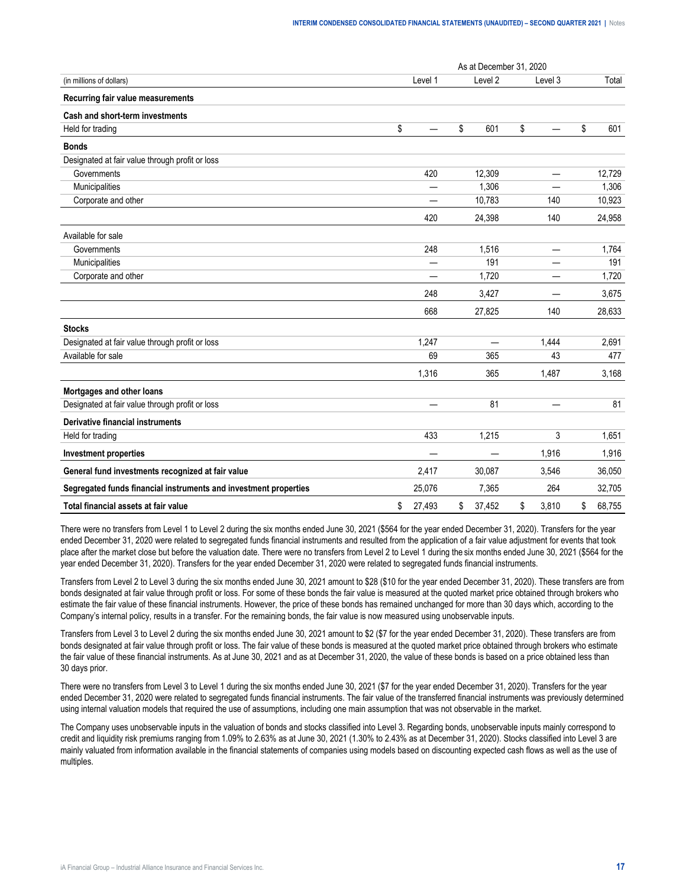| (in millions of dollars) | As at December 31, 2020 | | | |
|---|---|---|---|---|
| | Level 1 | Level 2 | Level 3 | Total |
| **Recurring fair value measurements** | | | | |
| **Cash and short-term investments** | | | | |
| Held for trading | $ — | $ 601 | $ — | $ 601 |
| **Bonds** | | | | |
| Designated at fair value through profit or loss | | | | |
| Governments | 420 | 12,309 | — | 12,729 |
| Municipalities | — | 1,306 | — | 1,306 |
| Corporate and other | — | 10,783 | 140 | 10,923 |
| | 420 | 24,398 | 140 | 24,958 |
| Available for sale | | | | |
| Governments | 248 | 1,516 | — | 1,764 |
| Municipalities | — | 191 | — | 191 |
| Corporate and other | — | 1,720 | — | 1,720 |
| | 248 | 3,427 | — | 3,675 |
| | 668 | 27,825 | 140 | 28,633 |
| **Stocks** | | | | |
| Designated at fair value through profit or loss | 1,247 | — | 1,444 | 2,691 |
| Available for sale | 69 | 365 | 43 | 477 |
| | 1,316 | 365 | 1,487 | 3,168 |
| **Mortgages and other loans** | | | | |
| Designated at fair value through profit or loss | — | 81 | — | 81 |
| **Derivative financial instruments** | | | | |
| Held for trading | 433 | 1,215 | 3 | 1,651 |
| **Investment properties** | — | — | 1,916 | 1,916 |
| **General fund investments recognized at fair value** | 2,417 | 30,087 | 3,546 | 36,050 |
| **Segregated funds financial instruments and investment properties** | 25,076 | 7,365 | 264 | 32,705 |
| **Total financial assets at fair value** | $ 27,493 | $ 37,452 | $ 3,810 | $ 68,755 |

There were no transfers from Level 1 to Level 2 during the six months ended June 30, 2021 ($564 for the year ended December 31, 2020). Transfers for the year ended December 31, 2020 were related to segregated funds financial instruments and resulted from the application of a fair value adjustment for events that took place after the market close but before the valuation date. There were no transfers from Level 2 to Level 1 during the six months ended June 30, 2021 ($564 for the year ended December 31, 2020). Transfers for the year ended December 31, 2020 were related to segregated funds financial instruments.

Transfers from Level 2 to Level 3 during the six months ended June 30, 2021 amount to $28 ($10 for the year ended December 31, 2020). These transfers are from bonds designated at fair value through profit or loss. For some of these bonds the fair value is measured at the quoted market price obtained through brokers who estimate the fair value of these financial instruments. However, the price of these bonds has remained unchanged for more than 30 days which, according to the Company's internal policy, results in a transfer. For the remaining bonds, the fair value is now measured using unobservable inputs.

Transfers from Level 3 to Level 2 during the six months ended June 30, 2021 amount to $2 ($7 for the year ended December 31, 2020). These transfers are from bonds designated at fair value through profit or loss. The fair value of these bonds is measured at the quoted market price obtained through brokers who estimate the fair value of these financial instruments. As at June 30, 2021 and as at December 31, 2020, the value of these bonds is based on a price obtained less than 30 days prior.

There were no transfers from Level 3 to Level 1 during the six months ended June 30, 2021 ($7 for the year ended December 31, 2020). Transfers for the year ended December 31, 2020 were related to segregated funds financial instruments. The fair value of the transferred financial instruments was previously determined using internal valuation models that required the use of assumptions, including one main assumption that was not observable in the market.

The Company uses unobservable inputs in the valuation of bonds and stocks classified into Level 3. Regarding bonds, unobservable inputs mainly correspond to credit and liquidity risk premiums ranging from 1.09% to 2.63% as at June 30, 2021 (1.30% to 2.43% as at December 31, 2020). Stocks classified into Level 3 are mainly valuated from information available in the financial statements of companies using models based on discounting expected cash flows as well as the use of multiples.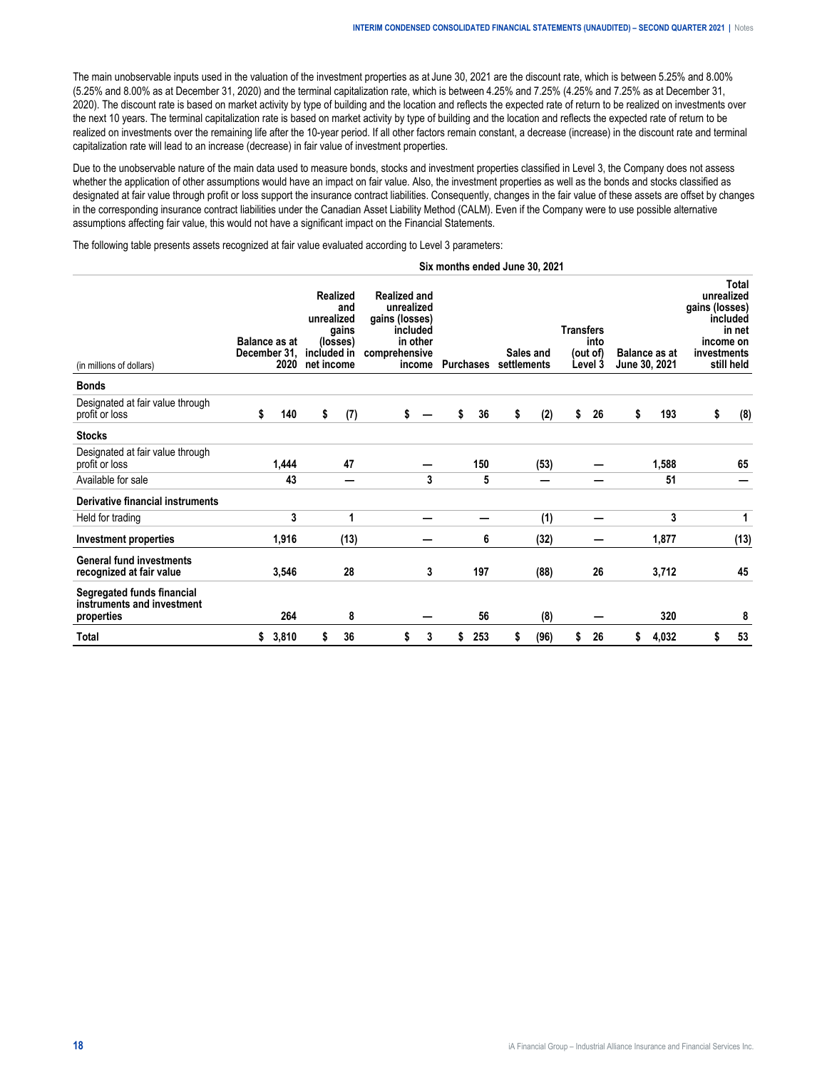The main unobservable inputs used in the valuation of the investment properties as at June 30, 2021 are the discount rate, which is between 5.25% and 8.00% (5.25% and 8.00% as at December 31, 2020) and the terminal capitalization rate, which is between 4.25% and 7.25% (4.25% and 7.25% as at December 31, 2020). The discount rate is based on market activity by type of building and the location and reflects the expected rate of return to be realized on investments over the next 10 years. The terminal capitalization rate is based on market activity by type of building and the location and reflects the expected rate of return to be realized on investments over the remaining life after the 10-year period. If all other factors remain constant, a decrease (increase) in the discount rate and terminal capitalization rate will lead to an increase (decrease) in fair value of investment properties.

Due to the unobservable nature of the main data used to measure bonds, stocks and investment properties classified in Level 3, the Company does not assess whether the application of other assumptions would have an impact on fair value. Also, the investment properties as well as the bonds and stocks classified as designated at fair value through profit or loss support the insurance contract liabilities. Consequently, changes in the fair value of these assets are offset by changes in the corresponding insurance contract liabilities under the Canadian Asset Liability Method (CALM). Even if the Company were to use possible alternative assumptions affecting fair value, this would not have a significant impact on the Financial Statements.

The following table presents assets recognized at fair value evaluated according to Level 3 parameters:

| | Six months ended June 30, 2021 | | | | | | | |
|---|---|---|---|---|---|---|---|---|
| (in millions of dollars) | Balance as at December 31, 2020 | Realized and unrealized gains (losses) included in net income | Realized and unrealized gains (losses) included in other comprehensive income | Purchases | Sales and settlements | Transfers into (out of) Level 3 | Balance as at June 30, 2021 | Total unrealized gains (losses) included in net income on investments still held |
| **Bonds** | | | | | | | | |
| Designated at fair value through profit or loss | $ 140 | $ (7) | $ — | $ 36 | $ (2) | $ 26 | $ 193 | $ (8) |
| **Stocks** | | | | | | | | |
| Designated at fair value through profit or loss | 1,444 | 47 | — | 150 | (53) | — | 1,588 | 65 |
| Available for sale | 43 | — | 3 | 5 | — | — | 51 | — |
| **Derivative financial instruments** | | | | | | | | |
| Held for trading | 3 | 1 | — | — | (1) | — | 3 | 1 |
| **Investment properties** | 1,916 | (13) | — | 6 | (32) | — | 1,877 | (13) |
| **General fund investments recognized at fair value** | 3,546 | 28 | 3 | 197 | (88) | 26 | 3,712 | 45 |
| **Segregated funds financial instruments and investment properties** | 264 | 8 | — | 56 | (8) | — | 320 | 8 |
| **Total** | $ 3,810 | $ 36 | $ 3 | $ 253 | $ (96) | $ 26 | $ 4,032 | $ 53 |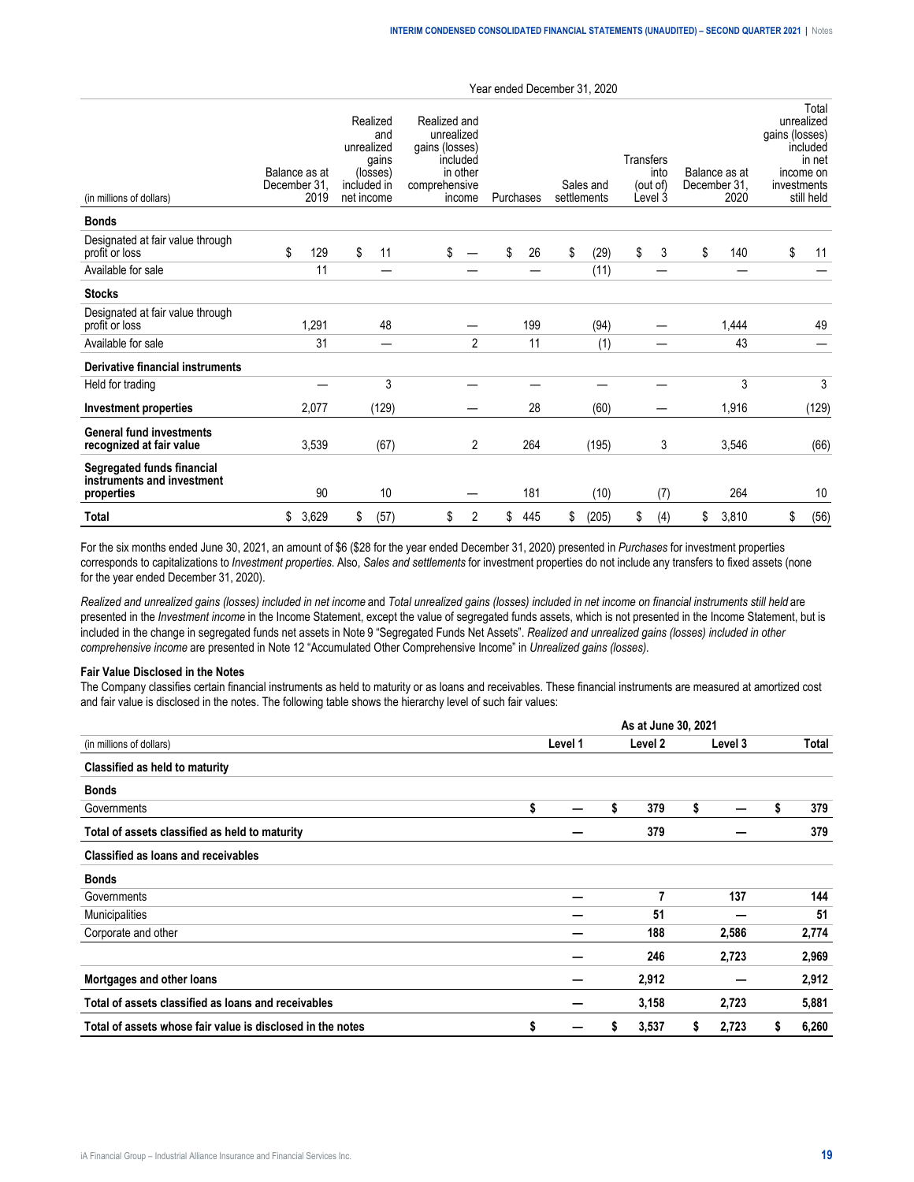| (in millions of dollars) | Year ended December 31, 2020 | | | | | | | |
|---|---|---|---|---|---|---|---|---|
| | Balance as at December 31, 2019 | Realized and unrealized gains (losses) included in net income | Realized and unrealized gains (losses) included in other comprehensive income | Purchases | Sales and settlements | Transfers into (out of) Level 3 | Balance as at December 31, 2020 | Total unrealized gains (losses) included in net income on investments still held |
| **Bonds** | | | | | | | | |
| Designated at fair value through profit or loss | $ 129 | $ 11 | $ — | $ 26 | $ (29) | $ 3 | $ 140 | $ 11 |
| Available for sale | 11 | — | — | — | (11) | — | — | — |
| **Stocks** | | | | | | | | |
| Designated at fair value through profit or loss | 1,291 | 48 | — | 199 | (94) | — | 1,444 | 49 |
| Available for sale | 31 | — | 2 | 11 | (1) | — | 43 | — |
| **Derivative financial instruments** | | | | | | | | |
| Held for trading | — | 3 | — | — | — | — | 3 | 3 |
| **Investment properties** | 2,077 | (129) | — | 28 | (60) | — | 1,916 | (129) |
| **General fund investments recognized at fair value** | 3,539 | (67) | 2 | 264 | (195) | 3 | 3,546 | (66) |
| **Segregated funds financial instruments and investment properties** | 90 | 10 | — | 181 | (10) | (7) | 264 | 10 |
| **Total** | $ 3,629 | $ (57) | $ 2 | $ 445 | $ (205) | $ (4) | $ 3,810 | $ (56) |

For the six months ended June 30, 2021, an amount of $6 ($28 for the year ended December 31, 2020) presented in *Purchases* for investment properties corresponds to capitalizations to *Investment properties*. Also, *Sales and settlements* for investment properties do not include any transfers to fixed assets (none for the year ended December 31, 2020).

*Realized and unrealized gains (losses) included in net income* and *Total unrealized gains (losses) included in net income on financial instruments still held* are presented in the *Investment income* in the Income Statement, except the value of segregated funds assets, which is not presented in the Income Statement, but is included in the change in segregated funds net assets in Note 9 "Segregated Funds Net Assets". *Realized and unrealized gains (losses) included in other comprehensive income* are presented in Note 12 "Accumulated Other Comprehensive Income" in *Unrealized gains (losses)*.

### Fair Value Disclosed in the Notes

The Company classifies certain financial instruments as held to maturity or as loans and receivables. These financial instruments are measured at amortized cost and fair value is disclosed in the notes. The following table shows the hierarchy level of such fair values:

| (in millions of dollars) | As at June 30, 2021 | | | |
|---|---|---|---|---|
| | Level 1 | Level 2 | Level 3 | Total |
| **Classified as held to maturity** | | | | |
| **Bonds** | | | | |
| Governments | $ — | $ 379 | $ — | $ 379 |
| **Total of assets classified as held to maturity** | — | 379 | — | 379 |
| **Classified as loans and receivables** | | | | |
| **Bonds** | | | | |
| Governments | — | 7 | 137 | 144 |
| Municipalities | — | 51 | — | 51 |
| Corporate and other | — | 188 | 2,586 | 2,774 |
| | — | 246 | 2,723 | 2,969 |
| **Mortgages and other loans** | — | 2,912 | — | 2,912 |
| **Total of assets classified as loans and receivables** | — | 3,158 | 2,723 | 5,881 |
| **Total of assets whose fair value is disclosed in the notes** | $ — | $ 3,537 | $ 2,723 | $ 6,260 |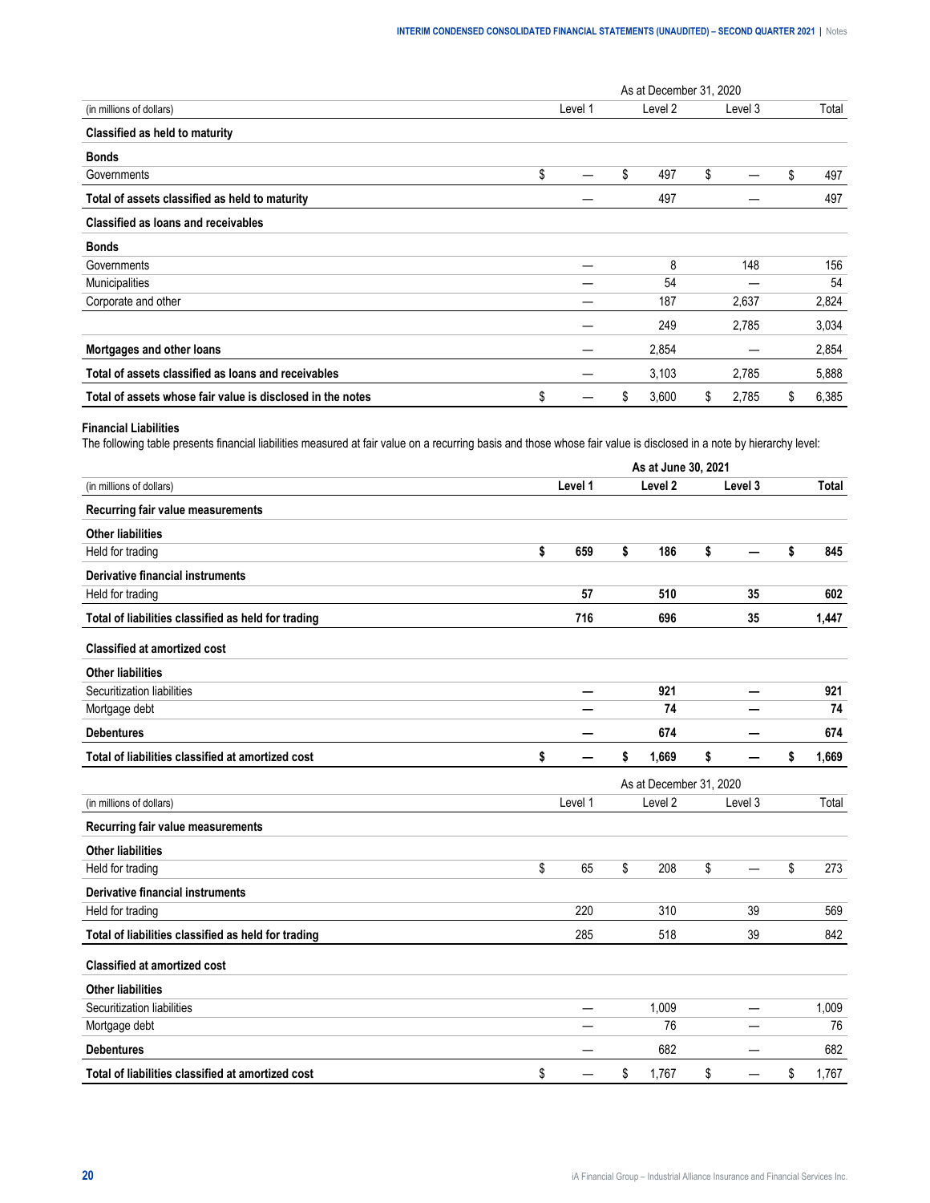| (in millions of dollars) | As at December 31, 2020 Level 1 | Level 2 | Level 3 | Total |
|---|---|---|---|---|
| **Classified as held to maturity** | | | | |
| **Bonds** | | | | |
| Governments | $ — | $ 497 | $ — | $ 497 |
| **Total of assets classified as held to maturity** | — | 497 | — | 497 |
| **Classified as loans and receivables** | | | | |
| **Bonds** | | | | |
| Governments | — | 8 | 148 | 156 |
| Municipalities | — | 54 | — | 54 |
| Corporate and other | — | 187 | 2,637 | 2,824 |
| | — | 249 | 2,785 | 3,034 |
| **Mortgages and other loans** | — | 2,854 | — | 2,854 |
| **Total of assets classified as loans and receivables** | — | 3,103 | 2,785 | 5,888 |
| **Total of assets whose fair value is disclosed in the notes** | $ — | $ 3,600 | $ 2,785 | $ 6,385 |

**Financial Liabilities**

The following table presents financial liabilities measured at fair value on a recurring basis and those whose fair value is disclosed in a note by hierarchy level:

| (in millions of dollars) | As at June 30, 2021 Level 1 | Level 2 | Level 3 | Total |
|---|---|---|---|---|
| **Recurring fair value measurements** | | | | |
| **Other liabilities** | | | | |
| Held for trading | **$ 659** | **$ 186** | **$ —** | **$ 845** |
| **Derivative financial instruments** | | | | |
| Held for trading | **57** | **510** | **35** | **602** |
| **Total of liabilities classified as held for trading** | **716** | **696** | **35** | **1,447** |
| **Classified at amortized cost** | | | | |
| **Other liabilities** | | | | |
| Securitization liabilities | **—** | **921** | **—** | **921** |
| Mortgage debt | **—** | **74** | **—** | **74** |
| **Debentures** | **—** | **674** | **—** | **674** |
| **Total of liabilities classified at amortized cost** | **$ —** | **$ 1,669** | **$ —** | **$ 1,669** |

| (in millions of dollars) | As at December 31, 2020 Level 1 | Level 2 | Level 3 | Total |
|---|---|---|---|---|
| **Recurring fair value measurements** | | | | |
| **Other liabilities** | | | | |
| Held for trading | $ 65 | $ 208 | $ — | $ 273 |
| **Derivative financial instruments** | | | | |
| Held for trading | 220 | 310 | 39 | 569 |
| **Total of liabilities classified as held for trading** | 285 | 518 | 39 | 842 |
| **Classified at amortized cost** | | | | |
| **Other liabilities** | | | | |
| Securitization liabilities | — | 1,009 | — | 1,009 |
| Mortgage debt | — | 76 | — | 76 |
| **Debentures** | — | 682 | — | 682 |
| **Total of liabilities classified at amortized cost** | $ — | $ 1,767 | $ — | $ 1,767 |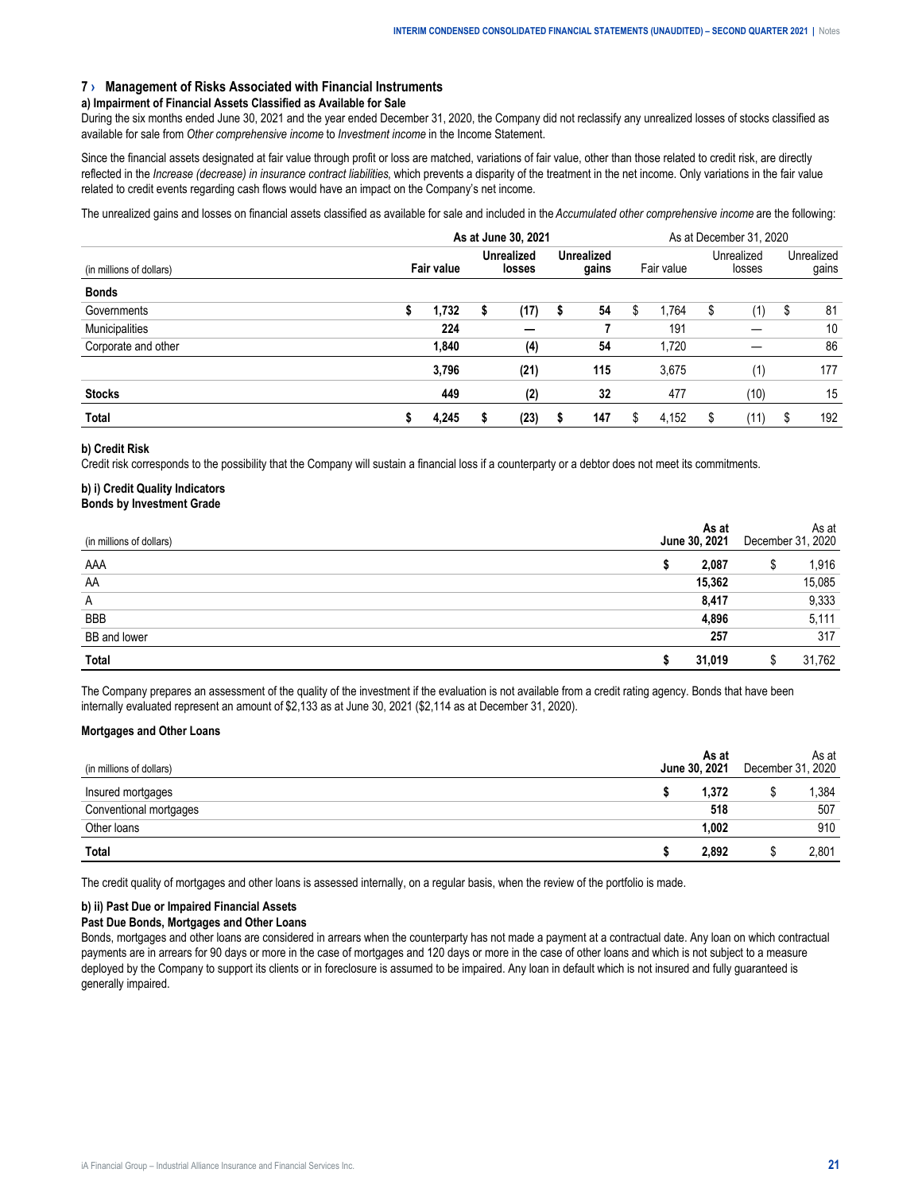## 7 › Management of Risks Associated with Financial Instruments

### a) Impairment of Financial Assets Classified as Available for Sale

During the six months ended June 30, 2021 and the year ended December 31, 2020, the Company did not reclassify any unrealized losses of stocks classified as available for sale from *Other comprehensive income* to *Investment income* in the Income Statement.

Since the financial assets designated at fair value through profit or loss are matched, variations of fair value, other than those related to credit risk, are directly reflected in the *Increase (decrease) in insurance contract liabilities*, which prevents a disparity of the treatment in the net income. Only variations in the fair value related to credit events regarding cash flows would have an impact on the Company's net income.

The unrealized gains and losses on financial assets classified as available for sale and included in the *Accumulated other comprehensive income* are the following:

| | As at June 30, 2021 | | | As at December 31, 2020 | | |
|---|---|---|---|---|---|---|
| (in millions of dollars) | **Fair value** | **Unrealized losses** | **Unrealized gains** | Fair value | Unrealized losses | Unrealized gains |
| **Bonds** | | | | | | |
| Governments | **$ 1,732** | **$ (17)** | **$ 54** | $ 1,764 | $ (1) | $ 81 |
| Municipalities | **224** | **—** | **7** | 191 | — | 10 |
| Corporate and other | **1,840** | **(4)** | **54** | 1,720 | — | 86 |
| | **3,796** | **(21)** | **115** | 3,675 | (1) | 177 |
| **Stocks** | **449** | **(2)** | **32** | 477 | (10) | 15 |
| **Total** | **$ 4,245** | **$ (23)** | **$ 147** | $ 4,152 | $ (11) | $ 192 |

### b) Credit Risk

Credit risk corresponds to the possibility that the Company will sustain a financial loss if a counterparty or a debtor does not meet its commitments.

#### b) i) Credit Quality Indicators

**Bonds by Investment Grade**

| (in millions of dollars) | **As at June 30, 2021** | As at December 31, 2020 |
|---|---|---|
| AAA | **$ 2,087** | $ 1,916 |
| AA | **15,362** | 15,085 |
| A | **8,417** | 9,333 |
| BBB | **4,896** | 5,111 |
| BB and lower | **257** | 317 |
| **Total** | **$ 31,019** | $ 31,762 |

The Company prepares an assessment of the quality of the investment if the evaluation is not available from a credit rating agency. Bonds that have been internally evaluated represent an amount of $2,133 as at June 30, 2021 ($2,114 as at December 31, 2020).

**Mortgages and Other Loans**

| (in millions of dollars) | **As at June 30, 2021** | As at December 31, 2020 |
|---|---|---|
| Insured mortgages | **$ 1,372** | $ 1,384 |
| Conventional mortgages | **518** | 507 |
| Other loans | **1,002** | 910 |
| **Total** | **$ 2,892** | $ 2,801 |

The credit quality of mortgages and other loans is assessed internally, on a regular basis, when the review of the portfolio is made.

#### b) ii) Past Due or Impaired Financial Assets

**Past Due Bonds, Mortgages and Other Loans**

Bonds, mortgages and other loans are considered in arrears when the counterparty has not made a payment at a contractual date. Any loan on which contractual payments are in arrears for 90 days or more in the case of mortgages and 120 days or more in the case of other loans and which is not subject to a measure deployed by the Company to support its clients or in foreclosure is assumed to be impaired. Any loan in default which is not insured and fully guaranteed is generally impaired.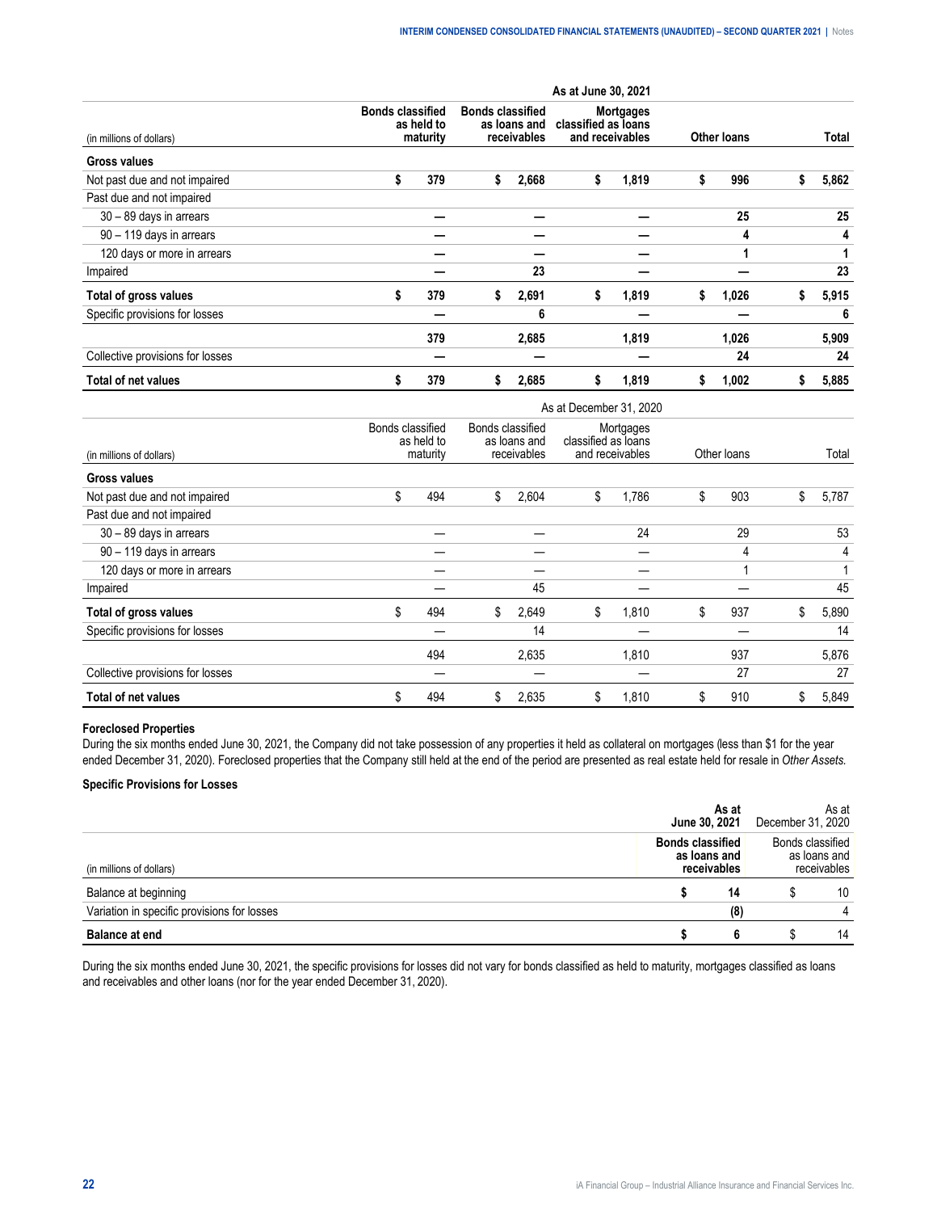| (in millions of dollars) | As at June 30, 2021 | | | | |
|---|---|---|---|---|---|
| | **Bonds classified as held to maturity** | **Bonds classified as loans and receivables** | **Mortgages classified as loans and receivables** | **Other loans** | **Total** |
| **Gross values** | | | | | |
| Not past due and not impaired | **$ 379** | **$ 2,668** | **$ 1,819** | **$ 996** | **$ 5,862** |
| Past due and not impaired | | | | | |
| 30 – 89 days in arrears | **—** | **—** | **—** | **25** | **25** |
| 90 – 119 days in arrears | **—** | **—** | **—** | **4** | **4** |
| 120 days or more in arrears | **—** | **—** | **—** | **1** | **1** |
| Impaired | **—** | **23** | **—** | **—** | **23** |
| **Total of gross values** | **$ 379** | **$ 2,691** | **$ 1,819** | **$ 1,026** | **$ 5,915** |
| Specific provisions for losses | **—** | **6** | **—** | **—** | **6** |
| | **379** | **2,685** | **1,819** | **1,026** | **5,909** |
| Collective provisions for losses | **—** | **—** | **—** | **24** | **24** |
| **Total of net values** | **$ 379** | **$ 2,685** | **$ 1,819** | **$ 1,002** | **$ 5,885** |

| (in millions of dollars) | As at December 31, 2020 | | | | |
|---|---|---|---|---|---|
| | Bonds classified as held to maturity | Bonds classified as loans and receivables | Mortgages classified as loans and receivables | Other loans | Total |
| **Gross values** | | | | | |
| Not past due and not impaired | $ 494 | $ 2,604 | $ 1,786 | $ 903 | $ 5,787 |
| Past due and not impaired | | | | | |
| 30 – 89 days in arrears | — | — | 24 | 29 | 53 |
| 90 – 119 days in arrears | — | — | — | 4 | 4 |
| 120 days or more in arrears | — | — | — | 1 | 1 |
| Impaired | — | 45 | — | — | 45 |
| **Total of gross values** | $ 494 | $ 2,649 | $ 1,810 | $ 937 | $ 5,890 |
| Specific provisions for losses | — | 14 | — | — | 14 |
| | 494 | 2,635 | 1,810 | 937 | 5,876 |
| Collective provisions for losses | — | — | — | 27 | 27 |
| **Total of net values** | $ 494 | $ 2,635 | $ 1,810 | $ 910 | $ 5,849 |

**Foreclosed Properties**

During the six months ended June 30, 2021, the Company did not take possession of any properties it held as collateral on mortgages (less than $1 for the year ended December 31, 2020). Foreclosed properties that the Company still held at the end of the period are presented as real estate held for resale in *Other Assets.*

**Specific Provisions for Losses**

| (in millions of dollars) | **As at June 30, 2021** | As at December 31, 2020 |
|---|---|---|
| | **Bonds classified as loans and receivables** | Bonds classified as loans and receivables |
| Balance at beginning | **$ 14** | $ 10 |
| Variation in specific provisions for losses | **(8)** | 4 |
| **Balance at end** | **$ 6** | $ 14 |

During the six months ended June 30, 2021, the specific provisions for losses did not vary for bonds classified as held to maturity, mortgages classified as loans and receivables and other loans (nor for the year ended December 31, 2020).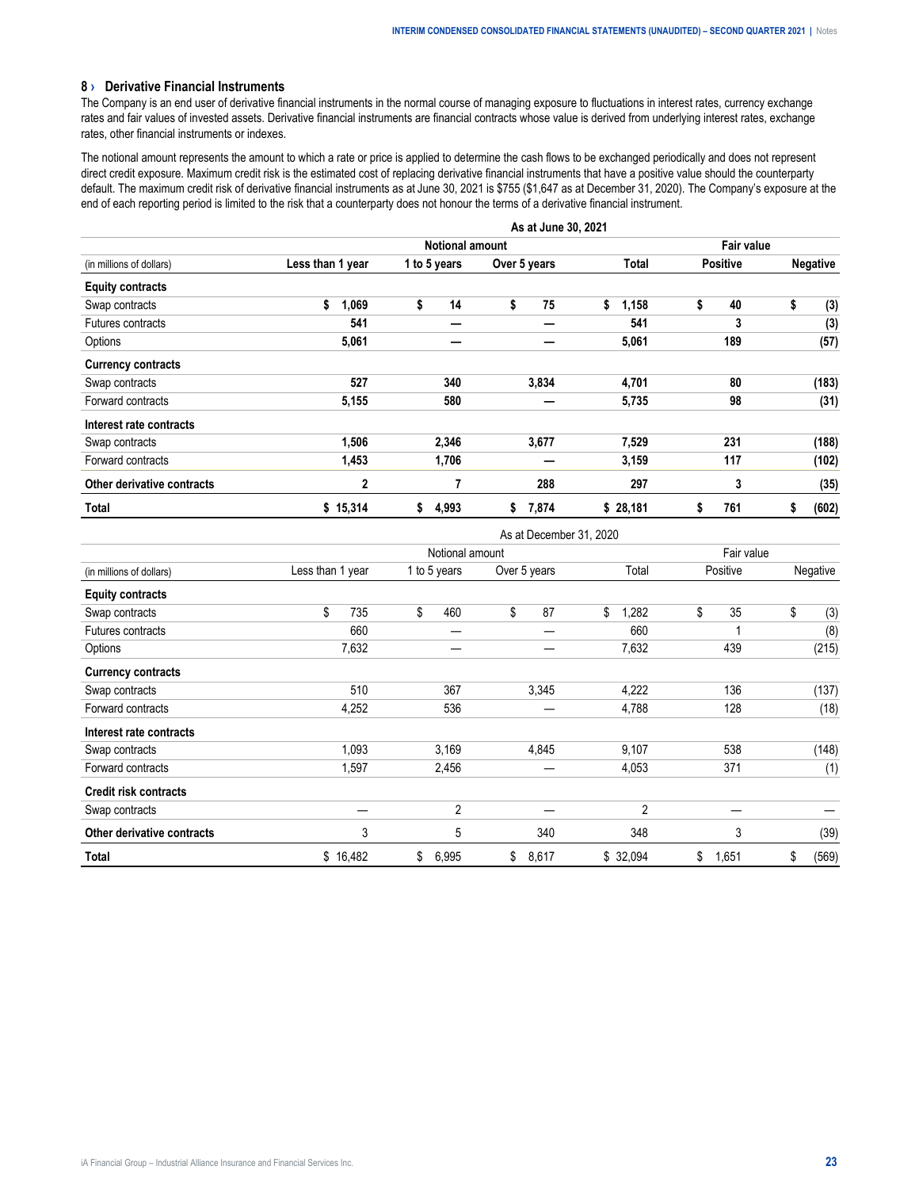## 8 › Derivative Financial Instruments

The Company is an end user of derivative financial instruments in the normal course of managing exposure to fluctuations in interest rates, currency exchange rates and fair values of invested assets. Derivative financial instruments are financial contracts whose value is derived from underlying interest rates, exchange rates, other financial instruments or indexes.

The notional amount represents the amount to which a rate or price is applied to determine the cash flows to be exchanged periodically and does not represent direct credit exposure. Maximum credit risk is the estimated cost of replacing derivative financial instruments that have a positive value should the counterparty default. The maximum credit risk of derivative financial instruments as at June 30, 2021 is $755 ($1,647 as at December 31, 2020). The Company's exposure at the end of each reporting period is limited to the risk that a counterparty does not honour the terms of a derivative financial instrument.

| | As at June 30, 2021 | | | | | |
|---|---|---|---|---|---|---|
| | Notional amount | | | | Fair value | |
| (in millions of dollars) | Less than 1 year | 1 to 5 years | Over 5 years | Total | Positive | Negative |
| **Equity contracts** | | | | | | |
| Swap contracts | $ 1,069 | $ 14 | $ 75 | $ 1,158 | $ 40 | $ (3) |
| Futures contracts | 541 | — | — | 541 | 3 | (3) |
| Options | 5,061 | — | — | 5,061 | 189 | (57) |
| **Currency contracts** | | | | | | |
| Swap contracts | 527 | 340 | 3,834 | 4,701 | 80 | (183) |
| Forward contracts | 5,155 | 580 | — | 5,735 | 98 | (31) |
| **Interest rate contracts** | | | | | | |
| Swap contracts | 1,506 | 2,346 | 3,677 | 7,529 | 231 | (188) |
| Forward contracts | 1,453 | 1,706 | — | 3,159 | 117 | (102) |
| **Other derivative contracts** | 2 | 7 | 288 | 297 | 3 | (35) |
| **Total** | $ 15,314 | $ 4,993 | $ 7,874 | $ 28,181 | $ 761 | $ (602) |

| | As at December 31, 2020 | | | | | |
|---|---|---|---|---|---|---|
| | Notional amount | | | | Fair value | |
| (in millions of dollars) | Less than 1 year | 1 to 5 years | Over 5 years | Total | Positive | Negative |
| **Equity contracts** | | | | | | |
| Swap contracts | $ 735 | $ 460 | $ 87 | $ 1,282 | $ 35 | $ (3) |
| Futures contracts | 660 | — | — | 660 | 1 | (8) |
| Options | 7,632 | — | — | 7,632 | 439 | (215) |
| **Currency contracts** | | | | | | |
| Swap contracts | 510 | 367 | 3,345 | 4,222 | 136 | (137) |
| Forward contracts | 4,252 | 536 | — | 4,788 | 128 | (18) |
| **Interest rate contracts** | | | | | | |
| Swap contracts | 1,093 | 3,169 | 4,845 | 9,107 | 538 | (148) |
| Forward contracts | 1,597 | 2,456 | — | 4,053 | 371 | (1) |
| **Credit risk contracts** | | | | | | |
| Swap contracts | — | 2 | — | 2 | — | — |
| **Other derivative contracts** | 3 | 5 | 340 | 348 | 3 | (39) |
| **Total** | $ 16,482 | $ 6,995 | $ 8,617 | $ 32,094 | $ 1,651 | $ (569) |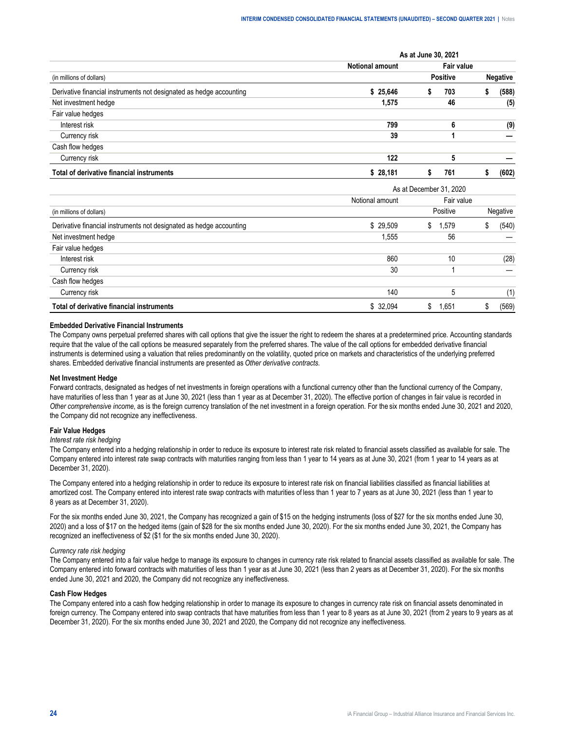| | As at June 30, 2021 | | |
|---|---|---|---|
| | **Notional amount** | **Fair value** | |
| (in millions of dollars) | | **Positive** | **Negative** |
| Derivative financial instruments not designated as hedge accounting | **$ 25,646** | **$ 703** | **$ (588)** |
| Net investment hedge | **1,575** | **46** | **(5)** |
| Fair value hedges | | | |
| Interest risk | **799** | **6** | **(9)** |
| Currency risk | **39** | **1** | **—** |
| Cash flow hedges | | | |
| Currency risk | **122** | **5** | **—** |
| **Total of derivative financial instruments** | **$ 28,181** | **$ 761** | **$ (602)** |

| | As at December 31, 2020 | | |
|---|---|---|---|
| | Notional amount | Fair value | |
| (in millions of dollars) | | Positive | Negative |
| Derivative financial instruments not designated as hedge accounting | $ 29,509 | $ 1,579 | $ (540) |
| Net investment hedge | 1,555 | 56 | — |
| Fair value hedges | | | |
| Interest risk | 860 | 10 | (28) |
| Currency risk | 30 | 1 | — |
| Cash flow hedges | | | |
| Currency risk | 140 | 5 | (1) |
| **Total of derivative financial instruments** | $ 32,094 | $ 1,651 | $ (569) |

**Embedded Derivative Financial Instruments**

The Company owns perpetual preferred shares with call options that give the issuer the right to redeem the shares at a predetermined price. Accounting standards require that the value of the call options be measured separately from the preferred shares. The value of the call options for embedded derivative financial instruments is determined using a valuation that relies predominantly on the volatility, quoted price on markets and characteristics of the underlying preferred shares. Embedded derivative financial instruments are presented as *Other derivative contracts*.

**Net Investment Hedge**

Forward contracts, designated as hedges of net investments in foreign operations with a functional currency other than the functional currency of the Company, have maturities of less than 1 year as at June 30, 2021 (less than 1 year as at December 31, 2020). The effective portion of changes in fair value is recorded in *Other comprehensive income*, as is the foreign currency translation of the net investment in a foreign operation. For the six months ended June 30, 2021 and 2020, the Company did not recognize any ineffectiveness.

**Fair Value Hedges**

*Interest rate risk hedging*

The Company entered into a hedging relationship in order to reduce its exposure to interest rate risk related to financial assets classified as available for sale. The Company entered into interest rate swap contracts with maturities ranging from less than 1 year to 14 years as at June 30, 2021 (from 1 year to 14 years as at December 31, 2020).

The Company entered into a hedging relationship in order to reduce its exposure to interest rate risk on financial liabilities classified as financial liabilities at amortized cost. The Company entered into interest rate swap contracts with maturities of less than 1 year to 7 years as at June 30, 2021 (less than 1 year to 8 years as at December 31, 2020).

For the six months ended June 30, 2021, the Company has recognized a gain of $15 on the hedging instruments (loss of $27 for the six months ended June 30, 2020) and a loss of $17 on the hedged items (gain of $28 for the six months ended June 30, 2020). For the six months ended June 30, 2021, the Company has recognized an ineffectiveness of $2 ($1 for the six months ended June 30, 2020).

*Currency rate risk hedging*

The Company entered into a fair value hedge to manage its exposure to changes in currency rate risk related to financial assets classified as available for sale. The Company entered into forward contracts with maturities of less than 1 year as at June 30, 2021 (less than 2 years as at December 31, 2020). For the six months ended June 30, 2021 and 2020, the Company did not recognize any ineffectiveness.

**Cash Flow Hedges**

The Company entered into a cash flow hedging relationship in order to manage its exposure to changes in currency rate risk on financial assets denominated in foreign currency. The Company entered into swap contracts that have maturities from less than 1 year to 8 years as at June 30, 2021 (from 2 years to 9 years as at December 31, 2020). For the six months ended June 30, 2021 and 2020, the Company did not recognize any ineffectiveness.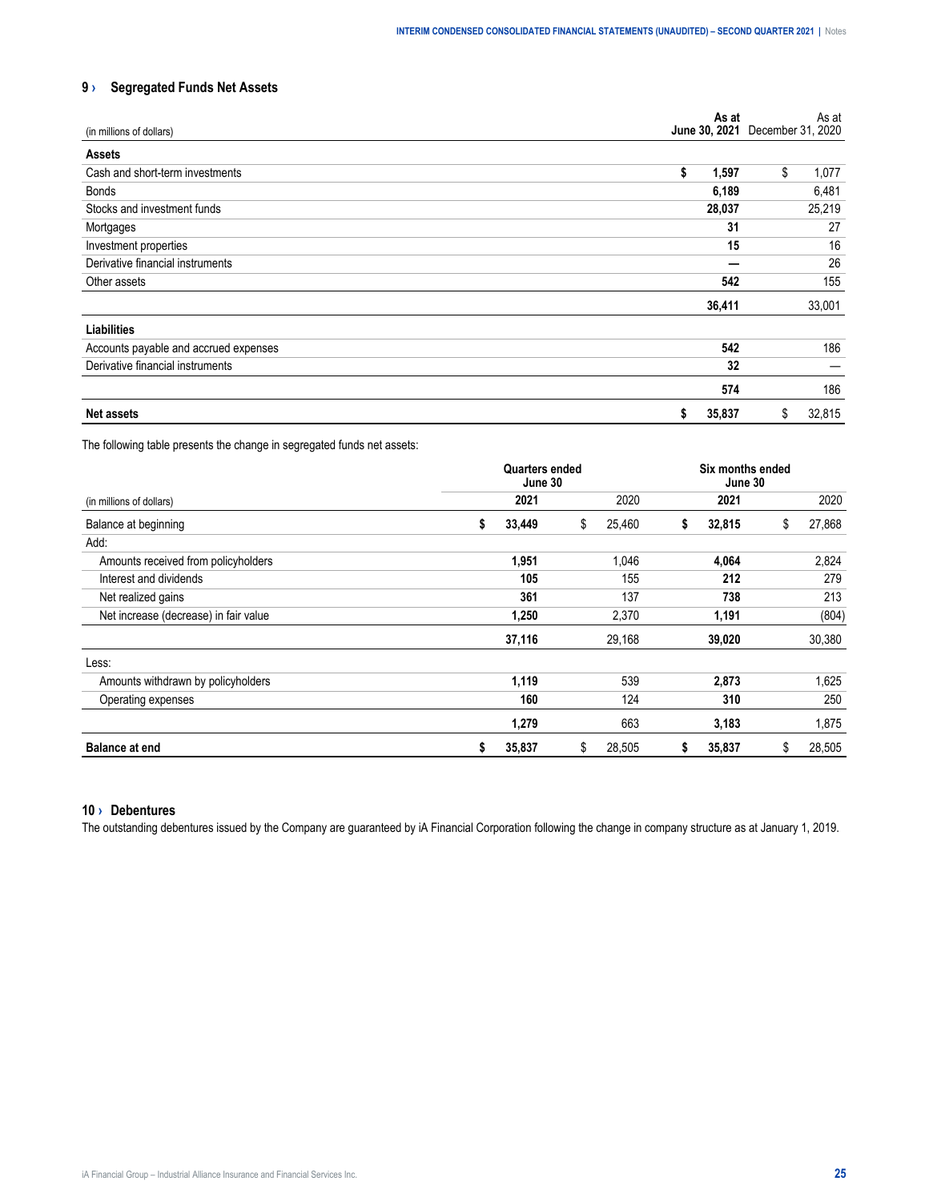## 9 › Segregated Funds Net Assets

| (in millions of dollars) | As at June 30, 2021 | As at December 31, 2020 |
|---|---|---|
| **Assets** | | |
| Cash and short-term investments | $ 1,597 | $ 1,077 |
| Bonds | 6,189 | 6,481 |
| Stocks and investment funds | 28,037 | 25,219 |
| Mortgages | 31 | 27 |
| Investment properties | 15 | 16 |
| Derivative financial instruments | — | 26 |
| Other assets | 542 | 155 |
| | 36,411 | 33,001 |
| **Liabilities** | | |
| Accounts payable and accrued expenses | 542 | 186 |
| Derivative financial instruments | 32 | — |
| | 574 | 186 |
| **Net assets** | $ 35,837 | $ 32,815 |

The following table presents the change in segregated funds net assets:

| | Quarters ended June 30 | | Six months ended June 30 | |
|---|---|---|---|---|
| (in millions of dollars) | 2021 | 2020 | 2021 | 2020 |
| Balance at beginning | $ 33,449 | $ 25,460 | $ 32,815 | $ 27,868 |
| Add: | | | | |
| Amounts received from policyholders | 1,951 | 1,046 | 4,064 | 2,824 |
| Interest and dividends | 105 | 155 | 212 | 279 |
| Net realized gains | 361 | 137 | 738 | 213 |
| Net increase (decrease) in fair value | 1,250 | 2,370 | 1,191 | (804) |
| | 37,116 | 29,168 | 39,020 | 30,380 |
| Less: | | | | |
| Amounts withdrawn by policyholders | 1,119 | 539 | 2,873 | 1,625 |
| Operating expenses | 160 | 124 | 310 | 250 |
| | 1,279 | 663 | 3,183 | 1,875 |
| **Balance at end** | $ 35,837 | $ 28,505 | $ 35,837 | $ 28,505 |

## 10 › Debentures

The outstanding debentures issued by the Company are guaranteed by iA Financial Corporation following the change in company structure as at January 1, 2019.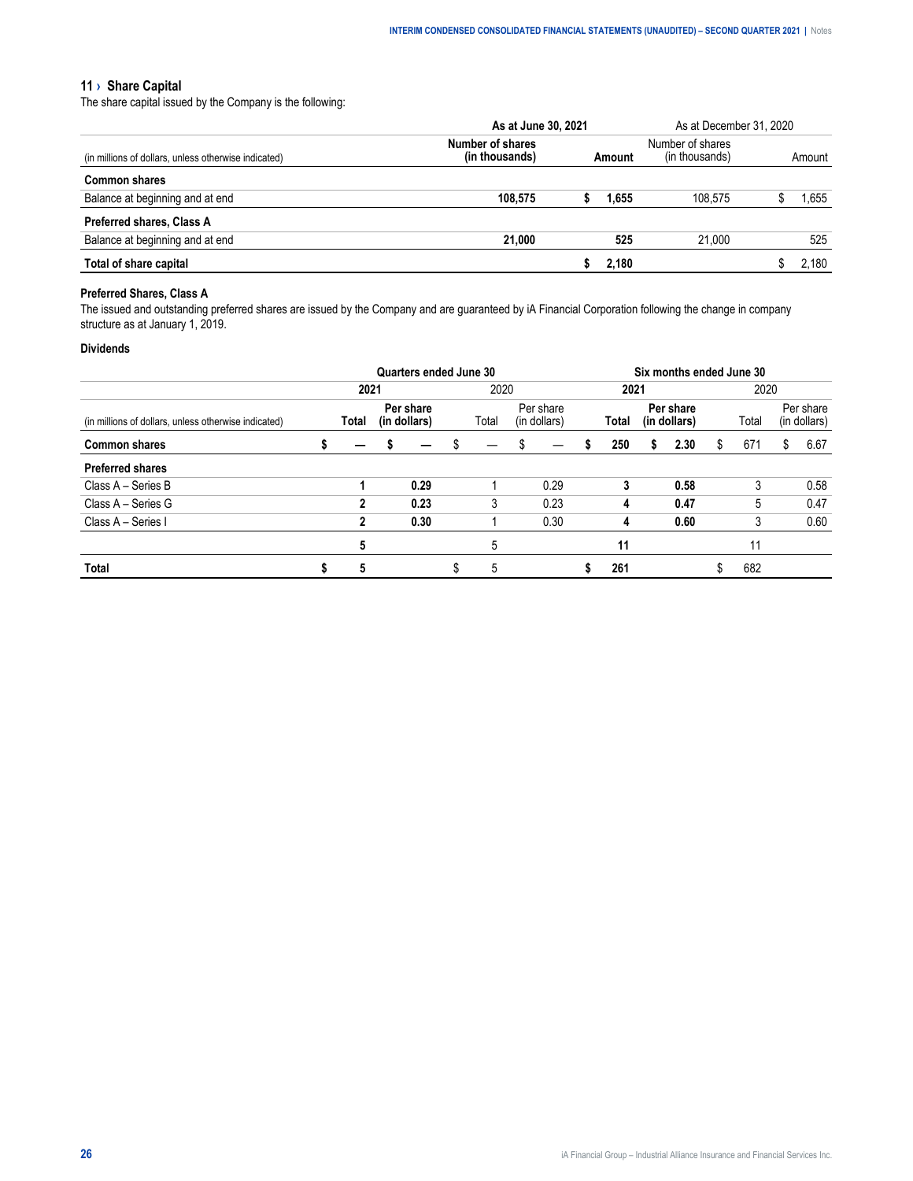## 11 › Share Capital

The share capital issued by the Company is the following:

| | As at June 30, 2021 | | As at December 31, 2020 | |
|---|---|---|---|---|
| (in millions of dollars, unless otherwise indicated) | Number of shares (in thousands) | Amount | Number of shares (in thousands) | Amount |
| **Common shares** | | | | |
| Balance at beginning and at end | **108,575** | **$ 1,655** | 108,575 | $ 1,655 |
| **Preferred shares, Class A** | | | | |
| Balance at beginning and at end | **21,000** | **525** | 21,000 | 525 |
| **Total of share capital** | | **$ 2,180** | | $ 2,180 |

### Preferred Shares, Class A

The issued and outstanding preferred shares are issued by the Company and are guaranteed by iA Financial Corporation following the change in company structure as at January 1, 2019.

### Dividends

| | Quarters ended June 30 | | | | Six months ended June 30 | | | |
|---|---|---|---|---|---|---|---|---|
| | 2021 | | 2020 | | 2021 | | 2020 | |
| (in millions of dollars, unless otherwise indicated) | Total | Per share (in dollars) | Total | Per share (in dollars) | Total | Per share (in dollars) | Total | Per share (in dollars) |
| **Common shares** | **$ —** | **$ —** | $ — | $ — | **$ 250** | **$ 2.30** | $ 671 | $ 6.67 |
| **Preferred shares** | | | | | | | | |
| Class A – Series B | **1** | **0.29** | 1 | 0.29 | **3** | **0.58** | 3 | 0.58 |
| Class A – Series G | **2** | **0.23** | 3 | 0.23 | **4** | **0.47** | 5 | 0.47 |
| Class A – Series I | **2** | **0.30** | 1 | 0.30 | **4** | **0.60** | 3 | 0.60 |
| | **5** | | 5 | | **11** | | 11 | |
| **Total** | **$ 5** | | $ 5 | | **$ 261** | | $ 682 | |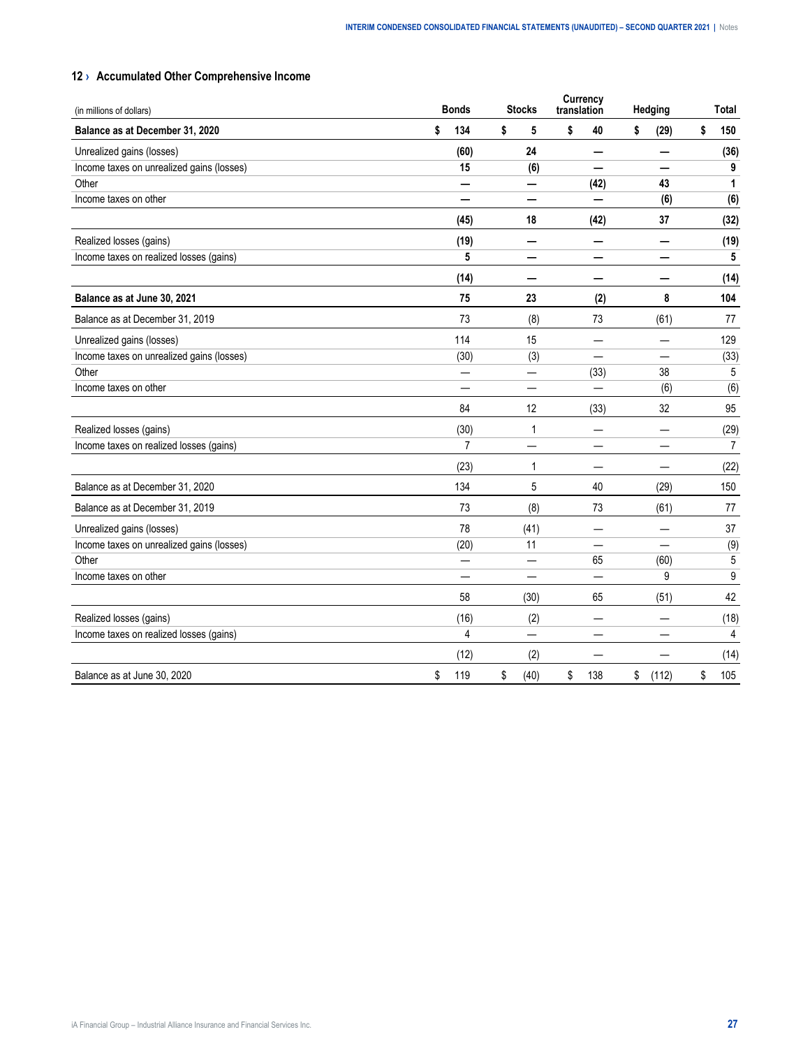## 12 › Accumulated Other Comprehensive Income

| (in millions of dollars) | Bonds | Stocks | Currency translation | Hedging | Total |
|---|---|---|---|---|---|
| **Balance as at December 31, 2020** | **$ 134** | **$ 5** | **$ 40** | **$ (29)** | **$ 150** |
| Unrealized gains (losses) | **(60)** | **24** | **—** | **—** | **(36)** |
| Income taxes on unrealized gains (losses) | **15** | **(6)** | **—** | **—** | **9** |
| Other | **—** | **—** | **(42)** | **43** | **1** |
| Income taxes on other | **—** | **—** | **—** | **(6)** | **(6)** |
| | **(45)** | **18** | **(42)** | **37** | **(32)** |
| Realized losses (gains) | **(19)** | **—** | **—** | **—** | **(19)** |
| Income taxes on realized losses (gains) | **5** | **—** | **—** | **—** | **5** |
| | **(14)** | **—** | **—** | **—** | **(14)** |
| **Balance as at June 30, 2021** | **75** | **23** | **(2)** | **8** | **104** |
| Balance as at December 31, 2019 | 73 | (8) | 73 | (61) | 77 |
| Unrealized gains (losses) | 114 | 15 | — | — | 129 |
| Income taxes on unrealized gains (losses) | (30) | (3) | — | — | (33) |
| Other | — | — | (33) | 38 | 5 |
| Income taxes on other | — | — | — | (6) | (6) |
| | 84 | 12 | (33) | 32 | 95 |
| Realized losses (gains) | (30) | 1 | — | — | (29) |
| Income taxes on realized losses (gains) | 7 | — | — | — | 7 |
| | (23) | 1 | — | — | (22) |
| Balance as at December 31, 2020 | 134 | 5 | 40 | (29) | 150 |
| Balance as at December 31, 2019 | 73 | (8) | 73 | (61) | 77 |
| Unrealized gains (losses) | 78 | (41) | — | — | 37 |
| Income taxes on unrealized gains (losses) | (20) | 11 | — | — | (9) |
| Other | — | — | 65 | (60) | 5 |
| Income taxes on other | — | — | — | 9 | 9 |
| | 58 | (30) | 65 | (51) | 42 |
| Realized losses (gains) | (16) | (2) | — | — | (18) |
| Income taxes on realized losses (gains) | 4 | — | — | — | 4 |
| | (12) | (2) | — | — | (14) |
| Balance as at June 30, 2020 | $ 119 | $ (40) | $ 138 | $ (112) | $ 105 |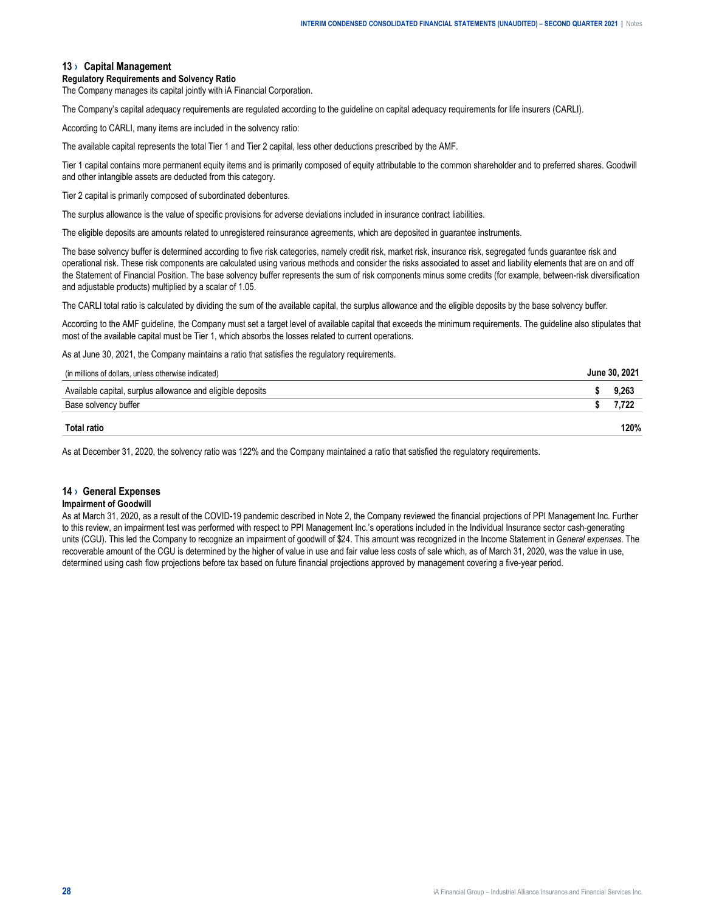## 13 › Capital Management

**Regulatory Requirements and Solvency Ratio**

The Company manages its capital jointly with iA Financial Corporation.

The Company's capital adequacy requirements are regulated according to the guideline on capital adequacy requirements for life insurers (CARLI).

According to CARLI, many items are included in the solvency ratio:

The available capital represents the total Tier 1 and Tier 2 capital, less other deductions prescribed by the AMF.

Tier 1 capital contains more permanent equity items and is primarily composed of equity attributable to the common shareholder and to preferred shares. Goodwill and other intangible assets are deducted from this category.

Tier 2 capital is primarily composed of subordinated debentures.

The surplus allowance is the value of specific provisions for adverse deviations included in insurance contract liabilities.

The eligible deposits are amounts related to unregistered reinsurance agreements, which are deposited in guarantee instruments.

The base solvency buffer is determined according to five risk categories, namely credit risk, market risk, insurance risk, segregated funds guarantee risk and operational risk. These risk components are calculated using various methods and consider the risks associated to asset and liability elements that are on and off the Statement of Financial Position. The base solvency buffer represents the sum of risk components minus some credits (for example, between-risk diversification and adjustable products) multiplied by a scalar of 1.05.

The CARLI total ratio is calculated by dividing the sum of the available capital, the surplus allowance and the eligible deposits by the base solvency buffer.

According to the AMF guideline, the Company must set a target level of available capital that exceeds the minimum requirements. The guideline also stipulates that most of the available capital must be Tier 1, which absorbs the losses related to current operations.

As at June 30, 2021, the Company maintains a ratio that satisfies the regulatory requirements.

| (in millions of dollars, unless otherwise indicated) | June 30, 2021 |
|---|---|
| Available capital, surplus allowance and eligible deposits | $ 9,263 |
| Base solvency buffer | $ 7,722 |
| **Total ratio** | **120%** |

As at December 31, 2020, the solvency ratio was 122% and the Company maintained a ratio that satisfied the regulatory requirements.

## 14 › General Expenses

**Impairment of Goodwill**

As at March 31, 2020, as a result of the COVID-19 pandemic described in Note 2, the Company reviewed the financial projections of PPI Management Inc. Further to this review, an impairment test was performed with respect to PPI Management Inc.'s operations included in the Individual Insurance sector cash-generating units (CGU). This led the Company to recognize an impairment of goodwill of $24. This amount was recognized in the Income Statement in *General expenses*. The recoverable amount of the CGU is determined by the higher of value in use and fair value less costs of sale which, as of March 31, 2020, was the value in use, determined using cash flow projections before tax based on future financial projections approved by management covering a five-year period.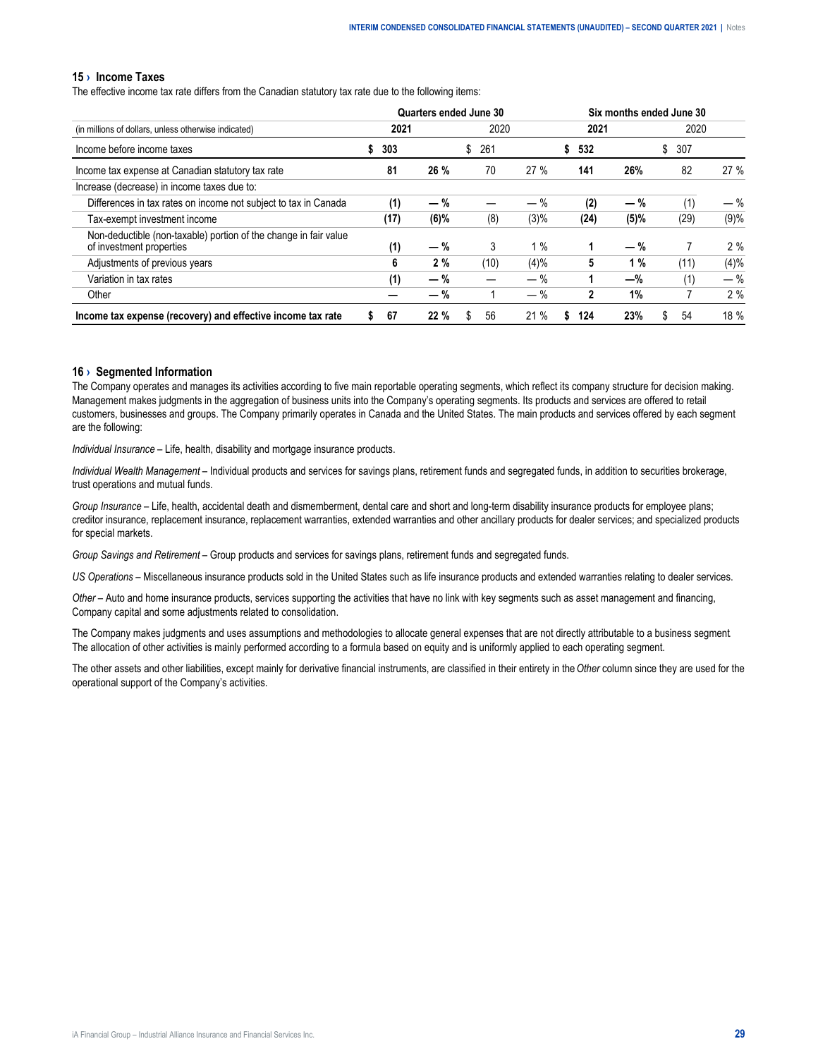## 15 › Income Taxes

The effective income tax rate differs from the Canadian statutory tax rate due to the following items:

| | Quarters ended June 30 | | | | Six months ended June 30 | | | |
|---|---|---|---|---|---|---|---|---|
| (in millions of dollars, unless otherwise indicated) | **2021** | | 2020 | | **2021** | | 2020 | |
| Income before income taxes | **$ 303** | | $ 261 | | **$ 532** | | $ 307 | |
| Income tax expense at Canadian statutory tax rate | **81** | **26 %** | 70 | 27 % | **141** | **26%** | 82 | 27 % |
| Increase (decrease) in income taxes due to: | | | | | | | | |
| Differences in tax rates on income not subject to tax in Canada | **(1)** | **— %** | — | — % | **(2)** | **— %** | (1) | — % |
| Tax-exempt investment income | **(17)** | **(6)%** | (8) | (3)% | **(24)** | **(5)%** | (29) | (9)% |
| Non-deductible (non-taxable) portion of the change in fair value of investment properties | **(1)** | **— %** | 3 | 1 % | **1** | **— %** | 7 | 2 % |
| Adjustments of previous years | **6** | **2 %** | (10) | (4)% | **5** | **1 %** | (11) | (4)% |
| Variation in tax rates | **(1)** | **— %** | — | — % | **1** | **—%** | (1) | — % |
| Other | **—** | **— %** | 1 | — % | **2** | **1%** | 7 | 2 % |
| **Income tax expense (recovery) and effective income tax rate** | **$ 67** | **22 %** | $ 56 | 21 % | **$ 124** | **23%** | $ 54 | 18 % |

## 16 › Segmented Information

The Company operates and manages its activities according to five main reportable operating segments, which reflect its company structure for decision making. Management makes judgments in the aggregation of business units into the Company's operating segments. Its products and services are offered to retail customers, businesses and groups. The Company primarily operates in Canada and the United States. The main products and services offered by each segment are the following:

*Individual Insurance* – Life, health, disability and mortgage insurance products.

*Individual Wealth Management* – Individual products and services for savings plans, retirement funds and segregated funds, in addition to securities brokerage, trust operations and mutual funds.

*Group Insurance* – Life, health, accidental death and dismemberment, dental care and short and long-term disability insurance products for employee plans; creditor insurance, replacement insurance, replacement warranties, extended warranties and other ancillary products for dealer services; and specialized products for special markets.

*Group Savings and Retirement* – Group products and services for savings plans, retirement funds and segregated funds.

*US Operations* – Miscellaneous insurance products sold in the United States such as life insurance products and extended warranties relating to dealer services.

*Other* – Auto and home insurance products, services supporting the activities that have no link with key segments such as asset management and financing, Company capital and some adjustments related to consolidation.

The Company makes judgments and uses assumptions and methodologies to allocate general expenses that are not directly attributable to a business segment The allocation of other activities is mainly performed according to a formula based on equity and is uniformly applied to each operating segment.

The other assets and other liabilities, except mainly for derivative financial instruments, are classified in their entirety in the *Other* column since they are used for the operational support of the Company's activities.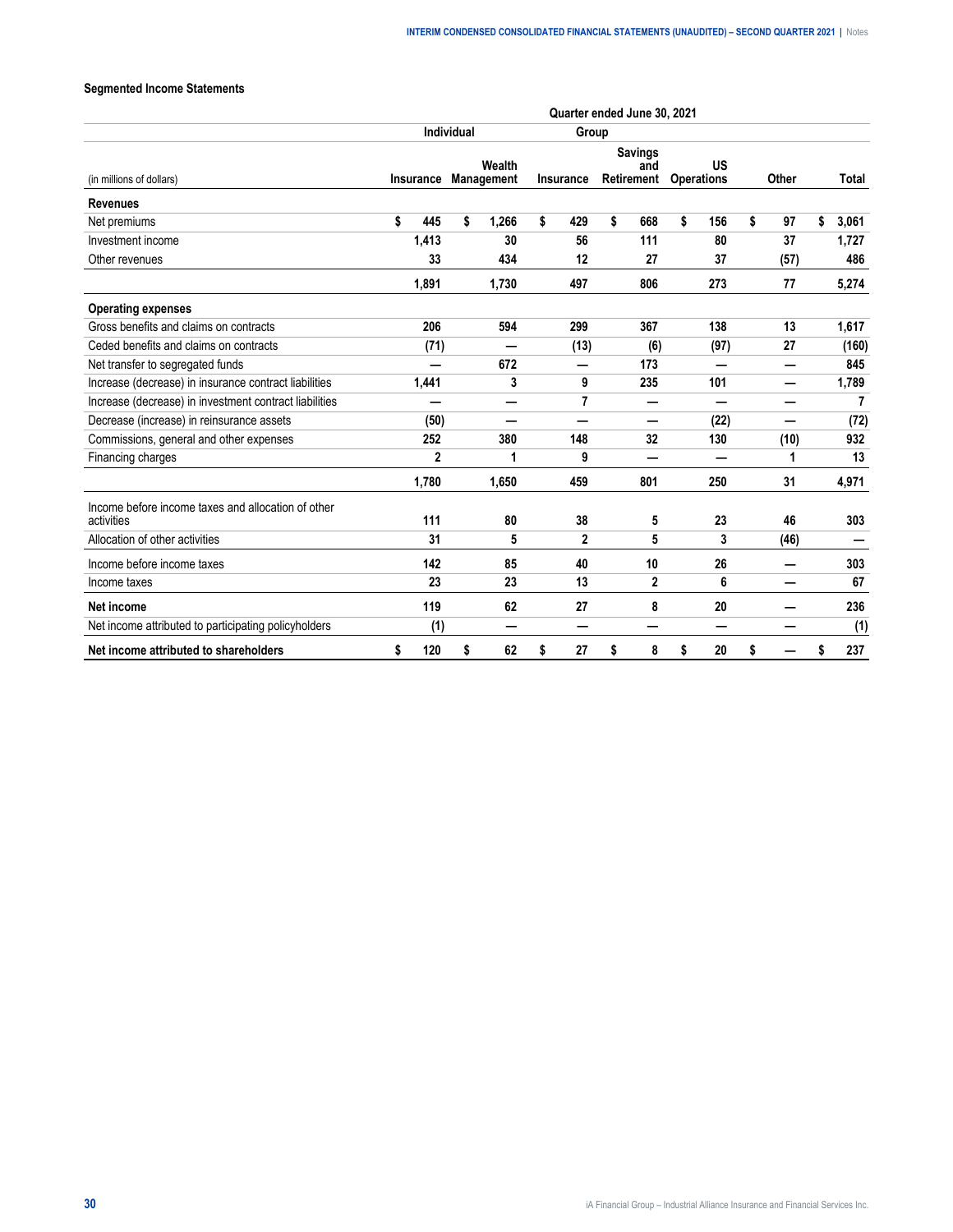### Segmented Income Statements

| (in millions of dollars) | Quarter ended June 30, 2021 | | | | | | |
|---|---|---|---|---|---|---|---|
| | Individual | | Group | | | | |
| | Insurance | Wealth Management | Insurance | Savings and Retirement | US Operations | Other | Total |
| **Revenues** | | | | | | | |
| Net premiums | $ 445 | $ 1,266 | $ 429 | $ 668 | $ 156 | $ 97 | $ 3,061 |
| Investment income | 1,413 | 30 | 56 | 111 | 80 | 37 | 1,727 |
| Other revenues | 33 | 434 | 12 | 27 | 37 | (57) | 486 |
| | 1,891 | 1,730 | 497 | 806 | 273 | 77 | 5,274 |
| **Operating expenses** | | | | | | | |
| Gross benefits and claims on contracts | 206 | 594 | 299 | 367 | 138 | 13 | 1,617 |
| Ceded benefits and claims on contracts | (71) | — | (13) | (6) | (97) | 27 | (160) |
| Net transfer to segregated funds | — | 672 | — | 173 | — | — | 845 |
| Increase (decrease) in insurance contract liabilities | 1,441 | 3 | 9 | 235 | 101 | — | 1,789 |
| Increase (decrease) in investment contract liabilities | — | — | 7 | — | — | — | 7 |
| Decrease (increase) in reinsurance assets | (50) | — | — | — | (22) | — | (72) |
| Commissions, general and other expenses | 252 | 380 | 148 | 32 | 130 | (10) | 932 |
| Financing charges | 2 | 1 | 9 | — | — | 1 | 13 |
| | 1,780 | 1,650 | 459 | 801 | 250 | 31 | 4,971 |
| Income before income taxes and allocation of other activities | 111 | 80 | 38 | 5 | 23 | 46 | 303 |
| Allocation of other activities | 31 | 5 | 2 | 5 | 3 | (46) | — |
| Income before income taxes | 142 | 85 | 40 | 10 | 26 | — | 303 |
| Income taxes | 23 | 23 | 13 | 2 | 6 | — | 67 |
| **Net income** | 119 | 62 | 27 | 8 | 20 | — | 236 |
| Net income attributed to participating policyholders | (1) | — | — | — | — | — | (1) |
| **Net income attributed to shareholders** | $ 120 | $ 62 | $ 27 | $ 8 | $ 20 | $ — | $ 237 |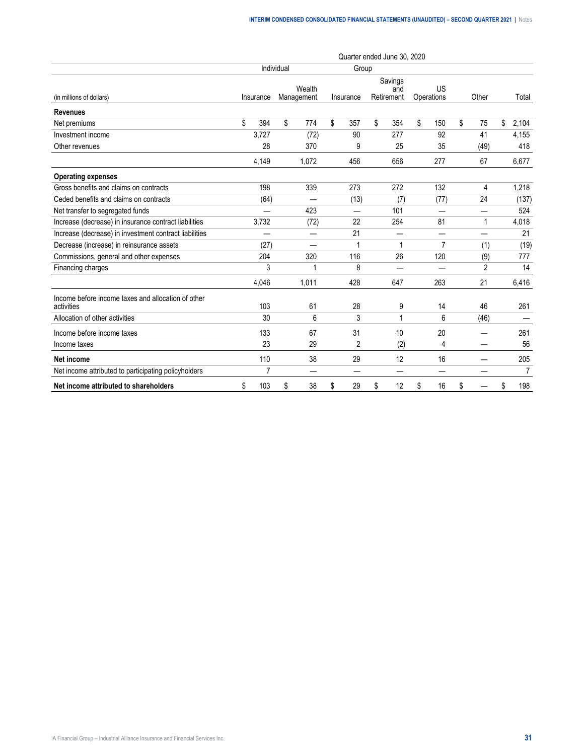| | Quarter ended June 30, 2020 | | | | | | |
|---|---|---|---|---|---|---|---|
| | Individual | | Group | | | | |
| (in millions of dollars) | Insurance | Wealth Management | Insurance | Savings and Retirement | US Operations | Other | Total |
| **Revenues** | | | | | | | |
| Net premiums | $ 394 | $ 774 | $ 357 | $ 354 | $ 150 | $ 75 | $ 2,104 |
| Investment income | 3,727 | (72) | 90 | 277 | 92 | 41 | 4,155 |
| Other revenues | 28 | 370 | 9 | 25 | 35 | (49) | 418 |
| | 4,149 | 1,072 | 456 | 656 | 277 | 67 | 6,677 |
| **Operating expenses** | | | | | | | |
| Gross benefits and claims on contracts | 198 | 339 | 273 | 272 | 132 | 4 | 1,218 |
| Ceded benefits and claims on contracts | (64) | — | (13) | (7) | (77) | 24 | (137) |
| Net transfer to segregated funds | — | 423 | — | 101 | — | — | 524 |
| Increase (decrease) in insurance contract liabilities | 3,732 | (72) | 22 | 254 | 81 | 1 | 4,018 |
| Increase (decrease) in investment contract liabilities | — | — | 21 | — | — | — | 21 |
| Decrease (increase) in reinsurance assets | (27) | — | 1 | 1 | 7 | (1) | (19) |
| Commissions, general and other expenses | 204 | 320 | 116 | 26 | 120 | (9) | 777 |
| Financing charges | 3 | 1 | 8 | — | — | 2 | 14 |
| | 4,046 | 1,011 | 428 | 647 | 263 | 21 | 6,416 |
| Income before income taxes and allocation of other activities | 103 | 61 | 28 | 9 | 14 | 46 | 261 |
| Allocation of other activities | 30 | 6 | 3 | 1 | 6 | (46) | — |
| Income before income taxes | 133 | 67 | 31 | 10 | 20 | — | 261 |
| Income taxes | 23 | 29 | 2 | (2) | 4 | — | 56 |
| **Net income** | 110 | 38 | 29 | 12 | 16 | — | 205 |
| Net income attributed to participating policyholders | 7 | — | — | — | — | — | 7 |
| **Net income attributed to shareholders** | $ 103 | $ 38 | $ 29 | $ 12 | $ 16 | $ — | $ 198 |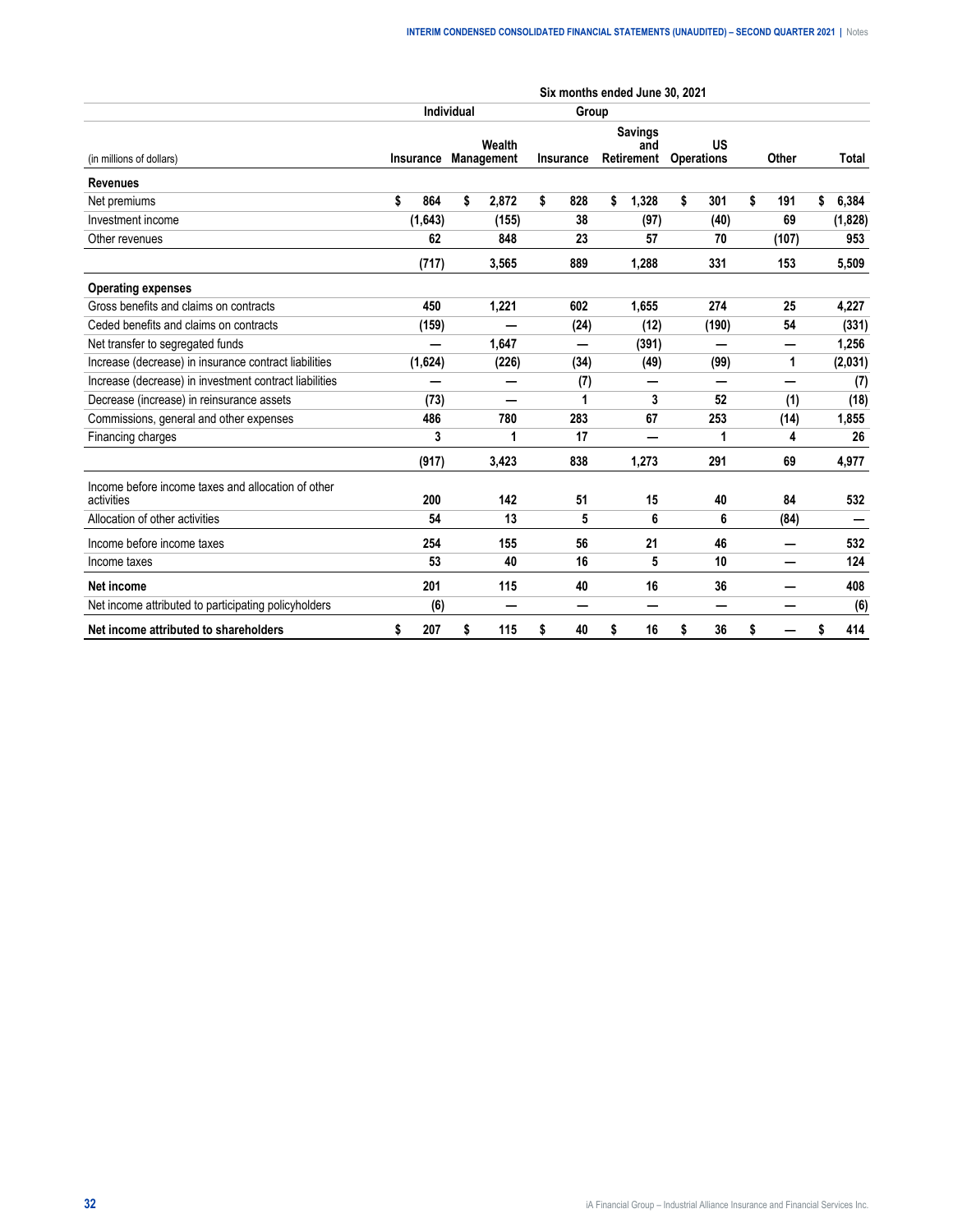| (in millions of dollars) | Six months ended June 30, 2021 | | | | | | |
|---|---|---|---|---|---|---|---|
| | Individual | | Group | | | | |
| | Insurance | Wealth Management | Insurance | Savings and Retirement | US Operations | Other | Total |
| **Revenues** | | | | | | | |
| Net premiums | $ 864 | $ 2,872 | $ 828 | $ 1,328 | $ 301 | $ 191 | $ 6,384 |
| Investment income | (1,643) | (155) | 38 | (97) | (40) | 69 | (1,828) |
| Other revenues | 62 | 848 | 23 | 57 | 70 | (107) | 953 |
| | (717) | 3,565 | 889 | 1,288 | 331 | 153 | 5,509 |
| **Operating expenses** | | | | | | | |
| Gross benefits and claims on contracts | 450 | 1,221 | 602 | 1,655 | 274 | 25 | 4,227 |
| Ceded benefits and claims on contracts | (159) | — | (24) | (12) | (190) | 54 | (331) |
| Net transfer to segregated funds | — | 1,647 | — | (391) | — | — | 1,256 |
| Increase (decrease) in insurance contract liabilities | (1,624) | (226) | (34) | (49) | (99) | 1 | (2,031) |
| Increase (decrease) in investment contract liabilities | — | — | (7) | — | — | — | (7) |
| Decrease (increase) in reinsurance assets | (73) | — | 1 | 3 | 52 | (1) | (18) |
| Commissions, general and other expenses | 486 | 780 | 283 | 67 | 253 | (14) | 1,855 |
| Financing charges | 3 | 1 | 17 | — | 1 | 4 | 26 |
| | (917) | 3,423 | 838 | 1,273 | 291 | 69 | 4,977 |
| Income before income taxes and allocation of other activities | 200 | 142 | 51 | 15 | 40 | 84 | 532 |
| Allocation of other activities | 54 | 13 | 5 | 6 | 6 | (84) | — |
| Income before income taxes | 254 | 155 | 56 | 21 | 46 | — | 532 |
| Income taxes | 53 | 40 | 16 | 5 | 10 | — | 124 |
| **Net income** | 201 | 115 | 40 | 16 | 36 | — | 408 |
| Net income attributed to participating policyholders | (6) | — | — | — | — | — | (6) |
| **Net income attributed to shareholders** | $ 207 | $ 115 | $ 40 | $ 16 | $ 36 | $ — | $ 414 |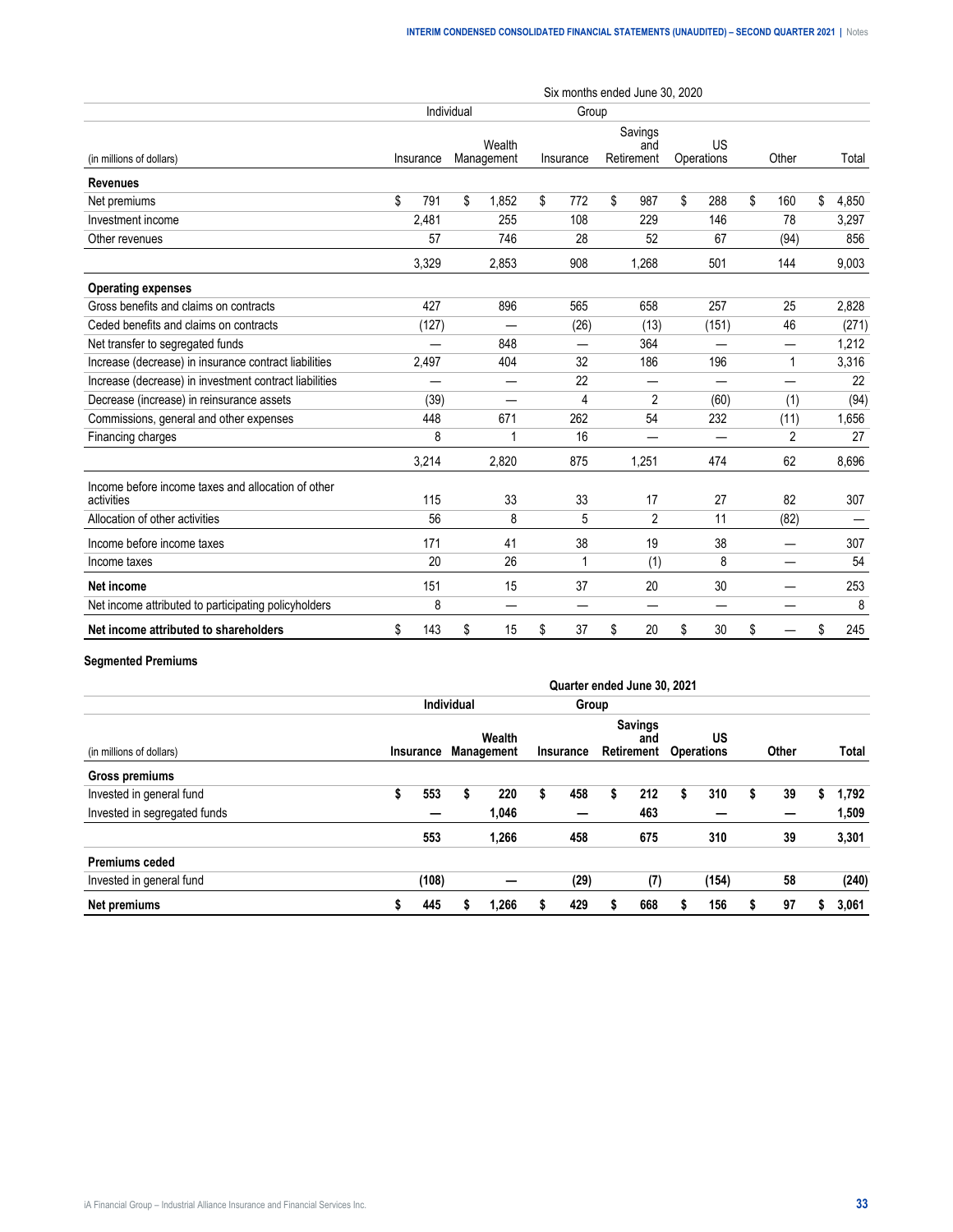| (in millions of dollars) | Six months ended June 30, 2020 | | | | | | |
|---|---|---|---|---|---|---|---|
| | Individual | | Group | | | | |
| | Insurance | Wealth Management | Insurance | Savings and Retirement | US Operations | Other | Total |
| **Revenues** | | | | | | | |
| Net premiums | $ 791 | $ 1,852 | $ 772 | $ 987 | $ 288 | $ 160 | $ 4,850 |
| Investment income | 2,481 | 255 | 108 | 229 | 146 | 78 | 3,297 |
| Other revenues | 57 | 746 | 28 | 52 | 67 | (94) | 856 |
| | 3,329 | 2,853 | 908 | 1,268 | 501 | 144 | 9,003 |
| **Operating expenses** | | | | | | | |
| Gross benefits and claims on contracts | 427 | 896 | 565 | 658 | 257 | 25 | 2,828 |
| Ceded benefits and claims on contracts | (127) | — | (26) | (13) | (151) | 46 | (271) |
| Net transfer to segregated funds | — | 848 | — | 364 | — | — | 1,212 |
| Increase (decrease) in insurance contract liabilities | 2,497 | 404 | 32 | 186 | 196 | 1 | 3,316 |
| Increase (decrease) in investment contract liabilities | — | — | 22 | — | — | — | 22 |
| Decrease (increase) in reinsurance assets | (39) | — | 4 | 2 | (60) | (1) | (94) |
| Commissions, general and other expenses | 448 | 671 | 262 | 54 | 232 | (11) | 1,656 |
| Financing charges | 8 | 1 | 16 | — | — | 2 | 27 |
| | 3,214 | 2,820 | 875 | 1,251 | 474 | 62 | 8,696 |
| Income before income taxes and allocation of other activities | 115 | 33 | 33 | 17 | 27 | 82 | 307 |
| Allocation of other activities | 56 | 8 | 5 | 2 | 11 | (82) | — |
| Income before income taxes | 171 | 41 | 38 | 19 | 38 | — | 307 |
| Income taxes | 20 | 26 | 1 | (1) | 8 | — | 54 |
| **Net income** | 151 | 15 | 37 | 20 | 30 | — | 253 |
| Net income attributed to participating policyholders | 8 | — | — | — | — | — | 8 |
| **Net income attributed to shareholders** | $ 143 | $ 15 | $ 37 | $ 20 | $ 30 | $ — | $ 245 |

**Segmented Premiums**

| (in millions of dollars) | **Quarter ended June 30, 2021** | | | | | | |
|---|---|---|---|---|---|---|---|
| | **Individual** | | **Group** | | | | |
| | **Insurance** | **Wealth Management** | **Insurance** | **Savings and Retirement** | **US Operations** | **Other** | **Total** |
| **Gross premiums** | | | | | | | |
| Invested in general fund | **$ 553** | **$ 220** | **$ 458** | **$ 212** | **$ 310** | **$ 39** | **$ 1,792** |
| Invested in segregated funds | **—** | **1,046** | **—** | **463** | **—** | **—** | **1,509** |
| | **553** | **1,266** | **458** | **675** | **310** | **39** | **3,301** |
| **Premiums ceded** | | | | | | | |
| Invested in general fund | **(108)** | **—** | **(29)** | **(7)** | **(154)** | **58** | **(240)** |
| **Net premiums** | **$ 445** | **$ 1,266** | **$ 429** | **$ 668** | **$ 156** | **$ 97** | **$ 3,061** |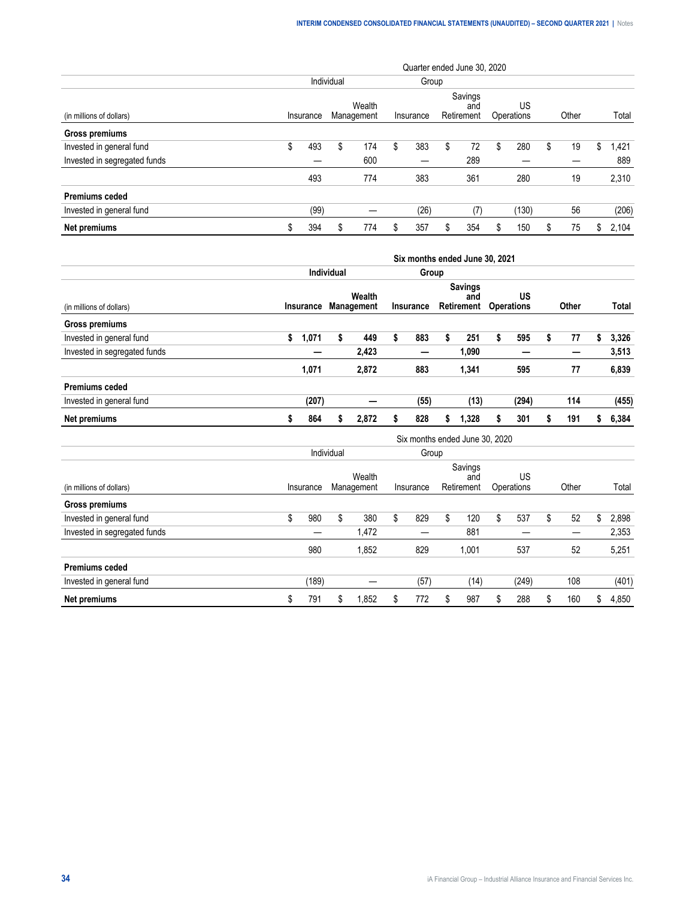| Quarter ended June 30, 2020 | | | | | | | |
|---|---|---|---|---|---|---|---|
| | Individual | | Group | | | | |
| (in millions of dollars) | Insurance | Wealth Management | Insurance | Savings and Retirement | US Operations | Other | Total |
| **Gross premiums** | | | | | | | |
| Invested in general fund | $ 493 | $ 174 | $ 383 | $ 72 | $ 280 | $ 19 | $ 1,421 |
| Invested in segregated funds | — | 600 | — | 289 | — | — | 889 |
| | 493 | 774 | 383 | 361 | 280 | 19 | 2,310 |
| **Premiums ceded** | | | | | | | |
| Invested in general fund | (99) | — | (26) | (7) | (130) | 56 | (206) |
| **Net premiums** | $ 394 | $ 774 | $ 357 | $ 354 | $ 150 | $ 75 | $ 2,104 |

| **Six months ended June 30, 2021** | | | | | | | |
|---|---|---|---|---|---|---|---|
| | **Individual** | | **Group** | | | | |
| (in millions of dollars) | **Insurance** | **Wealth Management** | **Insurance** | **Savings and Retirement** | **US Operations** | **Other** | **Total** |
| **Gross premiums** | | | | | | | |
| Invested in general fund | **$ 1,071** | **$ 449** | **$ 883** | **$ 251** | **$ 595** | **$ 77** | **$ 3,326** |
| Invested in segregated funds | **—** | **2,423** | **—** | **1,090** | **—** | **—** | **3,513** |
| | **1,071** | **2,872** | **883** | **1,341** | **595** | **77** | **6,839** |
| **Premiums ceded** | | | | | | | |
| Invested in general fund | **(207)** | **—** | **(55)** | **(13)** | **(294)** | **114** | **(455)** |
| **Net premiums** | **$ 864** | **$ 2,872** | **$ 828** | **$ 1,328** | **$ 301** | **$ 191** | **$ 6,384** |

| Six months ended June 30, 2020 | | | | | | | |
|---|---|---|---|---|---|---|---|
| | Individual | | Group | | | | |
| (in millions of dollars) | Insurance | Wealth Management | Insurance | Savings and Retirement | US Operations | Other | Total |
| **Gross premiums** | | | | | | | |
| Invested in general fund | $ 980 | $ 380 | $ 829 | $ 120 | $ 537 | $ 52 | $ 2,898 |
| Invested in segregated funds | — | 1,472 | — | 881 | — | — | 2,353 |
| | 980 | 1,852 | 829 | 1,001 | 537 | 52 | 5,251 |
| **Premiums ceded** | | | | | | | |
| Invested in general fund | (189) | — | (57) | (14) | (249) | 108 | (401) |
| **Net premiums** | $ 791 | $ 1,852 | $ 772 | $ 987 | $ 288 | $ 160 | $ 4,850 |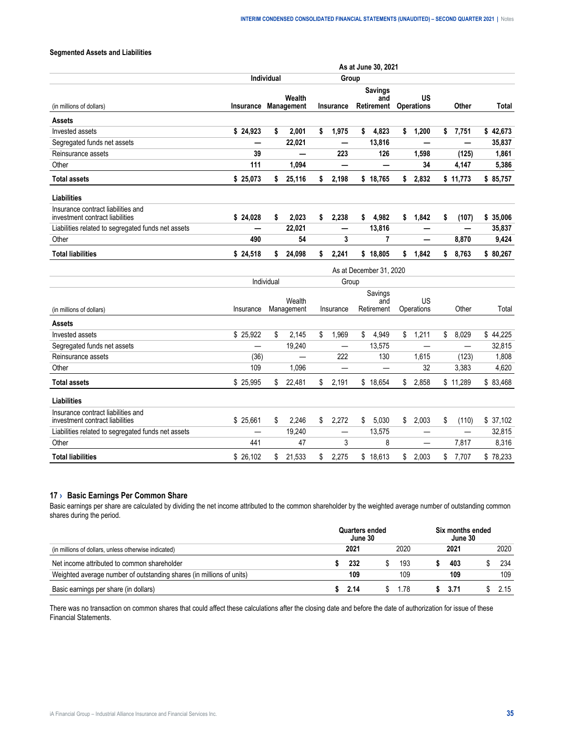### Segmented Assets and Liabilities

| | As at June 30, 2021 | | | | | | |
|---|---|---|---|---|---|---|---|
| | Individual | | Group | | | | |
| (in millions of dollars) | Insurance | Wealth Management | Insurance | Savings and Retirement | US Operations | Other | Total |
| **Assets** | | | | | | | |
| Invested assets | **$ 24,923** | **$ 2,001** | **$ 1,975** | **$ 4,823** | **$ 1,200** | **$ 7,751** | **$ 42,673** |
| Segregated funds net assets | **—** | **22,021** | **—** | **13,816** | **—** | **—** | **35,837** |
| Reinsurance assets | **39** | **—** | **223** | **126** | **1,598** | **(125)** | **1,861** |
| Other | **111** | **1,094** | **—** | **—** | **34** | **4,147** | **5,386** |
| **Total assets** | **$ 25,073** | **$ 25,116** | **$ 2,198** | **$ 18,765** | **$ 2,832** | **$ 11,773** | **$ 85,757** |
| **Liabilities** | | | | | | | |
| Insurance contract liabilities and investment contract liabilities | **$ 24,028** | **$ 2,023** | **$ 2,238** | **$ 4,982** | **$ 1,842** | **$ (107)** | **$ 35,006** |
| Liabilities related to segregated funds net assets | **—** | **22,021** | **—** | **13,816** | **—** | **—** | **35,837** |
| Other | **490** | **54** | **3** | **7** | **—** | **8,870** | **9,424** |
| **Total liabilities** | **$ 24,518** | **$ 24,098** | **$ 2,241** | **$ 18,805** | **$ 1,842** | **$ 8,763** | **$ 80,267** |

| | As at December 31, 2020 | | | | | | |
|---|---|---|---|---|---|---|---|
| | Individual | | Group | | | | |
| (in millions of dollars) | Insurance | Wealth Management | Insurance | Savings and Retirement | US Operations | Other | Total |
| **Assets** | | | | | | | |
| Invested assets | $ 25,922 | $ 2,145 | $ 1,969 | $ 4,949 | $ 1,211 | $ 8,029 | $ 44,225 |
| Segregated funds net assets | — | 19,240 | — | 13,575 | — | — | 32,815 |
| Reinsurance assets | (36) | — | 222 | 130 | 1,615 | (123) | 1,808 |
| Other | 109 | 1,096 | — | — | 32 | 3,383 | 4,620 |
| **Total assets** | $ 25,995 | $ 22,481 | $ 2,191 | $ 18,654 | $ 2,858 | $ 11,289 | $ 83,468 |
| **Liabilities** | | | | | | | |
| Insurance contract liabilities and investment contract liabilities | $ 25,661 | $ 2,246 | $ 2,272 | $ 5,030 | $ 2,003 | $ (110) | $ 37,102 |
| Liabilities related to segregated funds net assets | — | 19,240 | — | 13,575 | — | — | 32,815 |
| Other | 441 | 47 | 3 | 8 | — | 7,817 | 8,316 |
| **Total liabilities** | $ 26,102 | $ 21,533 | $ 2,275 | $ 18,613 | $ 2,003 | $ 7,707 | $ 78,233 |

## 17 › Basic Earnings Per Common Share

Basic earnings per share are calculated by dividing the net income attributed to the common shareholder by the weighted average number of outstanding common shares during the period.

| | Quarters ended June 30 | | Six months ended June 30 | |
|---|---|---|---|---|
| (in millions of dollars, unless otherwise indicated) | **2021** | 2020 | **2021** | 2020 |
| Net income attributed to common shareholder | **$ 232** | $ 193 | **$ 403** | $ 234 |
| Weighted average number of outstanding shares (in millions of units) | **109** | 109 | **109** | 109 |
| Basic earnings per share (in dollars) | **$ 2.14** | $ 1.78 | **$ 3.71** | $ 2.15 |

There was no transaction on common shares that could affect these calculations after the closing date and before the date of authorization for issue of these Financial Statements.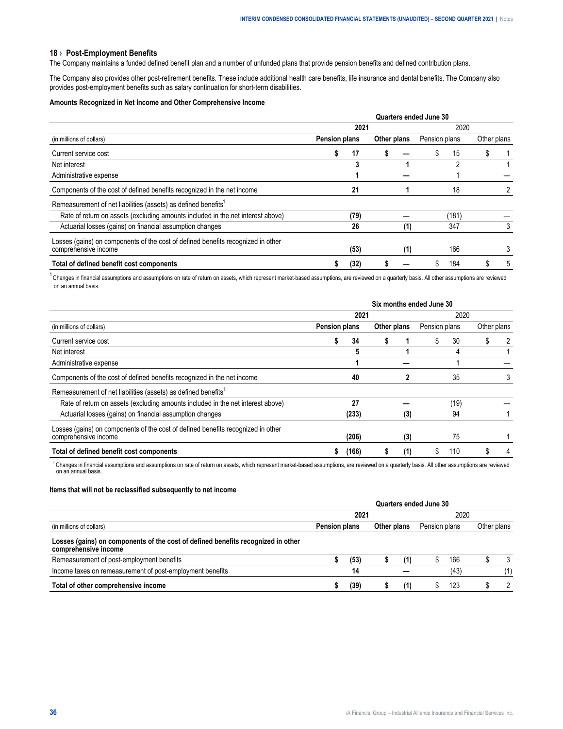## 18 › Post-Employment Benefits

The Company maintains a funded defined benefit plan and a number of unfunded plans that provide pension benefits and defined contribution plans.

The Company also provides other post-retirement benefits. These include additional health care benefits, life insurance and dental benefits. The Company also provides post-employment benefits such as salary continuation for short-term disabilities.

**Amounts Recognized in Net Income and Other Comprehensive Income**

| | Quarters ended June 30 | | | |
|---|---|---|---|---|
| | **2021** | | 2020 | |
| (in millions of dollars) | **Pension plans** | **Other plans** | Pension plans | Other plans |
| Current service cost | **$ 17** | **$ —** | $ 15 | $ 1 |
| Net interest | **3** | **1** | 2 | 1 |
| Administrative expense | **1** | **—** | 1 | — |
| Components of the cost of defined benefits recognized in the net income | **21** | **1** | 18 | 2 |
| Remeasurement of net liabilities (assets) as defined benefits[1] | | | | |
| Rate of return on assets (excluding amounts included in the net interest above) | **(79)** | **—** | (181) | — |
| Actuarial losses (gains) on financial assumption changes | **26** | **(1)** | 347 | 3 |
| Losses (gains) on components of the cost of defined benefits recognized in other comprehensive income | **(53)** | **(1)** | 166 | 3 |
| **Total of defined benefit cost components** | **$ (32)** | **$ —** | $ 184 | $ 5 |

[1] Changes in financial assumptions and assumptions on rate of return on assets, which represent market-based assumptions, are reviewed on a quarterly basis. All other assumptions are reviewed on an annual basis.

| | Six months ended June 30 | | | |
|---|---|---|---|---|
| | **2021** | | 2020 | |
| (in millions of dollars) | **Pension plans** | **Other plans** | Pension plans | Other plans |
| Current service cost | **$ 34** | **$ 1** | $ 30 | $ 2 |
| Net interest | **5** | **1** | 4 | 1 |
| Administrative expense | **1** | **—** | 1 | — |
| Components of the cost of defined benefits recognized in the net income | **40** | **2** | 35 | 3 |
| Remeasurement of net liabilities (assets) as defined benefits[1] | | | | |
| Rate of return on assets (excluding amounts included in the net interest above) | **27** | **—** | (19) | — |
| Actuarial losses (gains) on financial assumption changes | **(233)** | **(3)** | 94 | 1 |
| Losses (gains) on components of the cost of defined benefits recognized in other comprehensive income | **(206)** | **(3)** | 75 | 1 |
| **Total of defined benefit cost components** | **$ (166)** | **$ (1)** | $ 110 | $ 4 |

[1] Changes in financial assumptions and assumptions on rate of return on assets, which represent market-based assumptions, are reviewed on a quarterly basis. All other assumptions are reviewed on an annual basis.

**Items that will not be reclassified subsequently to net income**

| | Quarters ended June 30 | | | |
|---|---|---|---|---|
| | **2021** | | 2020 | |
| (in millions of dollars) | **Pension plans** | **Other plans** | Pension plans | Other plans |
| **Losses (gains) on components of the cost of defined benefits recognized in other comprehensive income** | | | | |
| Remeasurement of post-employment benefits | **$ (53)** | **$ (1)** | $ 166 | $ 3 |
| Income taxes on remeasurement of post-employment benefits | **14** | **—** | (43) | (1) |
| **Total of other comprehensive income** | **$ (39)** | **$ (1)** | $ 123 | $ 2 |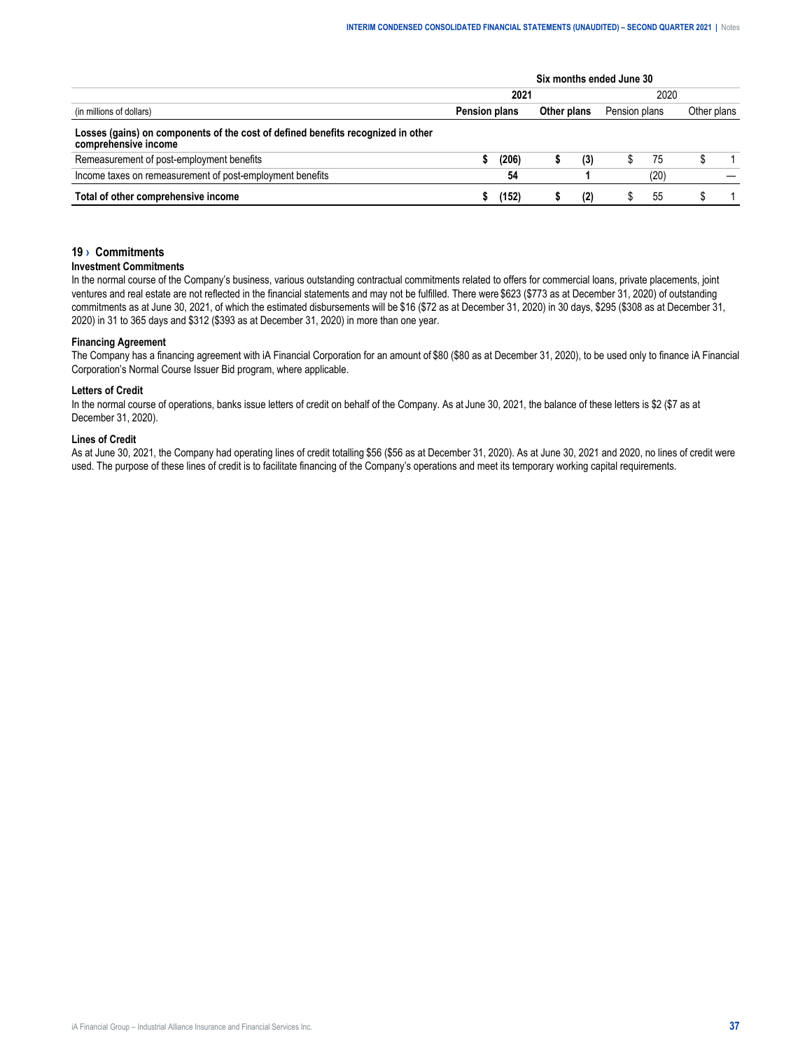| | Six months ended June 30 | | | |
|---|---|---|---|---|
| | **2021** | | 2020 | |
| (in millions of dollars) | **Pension plans** | **Other plans** | Pension plans | Other plans |
| **Losses (gains) on components of the cost of defined benefits recognized in other comprehensive income** | | | | |
| Remeasurement of post-employment benefits | **$ (206)** | **$ (3)** | $ 75 | $ 1 |
| Income taxes on remeasurement of post-employment benefits | **54** | **1** | (20) | — |
| **Total of other comprehensive income** | **$ (152)** | **$ (2)** | $ 55 | $ 1 |

## 19 › Commitments

### Investment Commitments

In the normal course of the Company's business, various outstanding contractual commitments related to offers for commercial loans, private placements, joint ventures and real estate are not reflected in the financial statements and may not be fulfilled. There were $623 ($773 as at December 31, 2020) of outstanding commitments as at June 30, 2021, of which the estimated disbursements will be $16 ($72 as at December 31, 2020) in 30 days, $295 ($308 as at December 31, 2020) in 31 to 365 days and $312 ($393 as at December 31, 2020) in more than one year.

### Financing Agreement

The Company has a financing agreement with iA Financial Corporation for an amount of $80 ($80 as at December 31, 2020), to be used only to finance iA Financial Corporation's Normal Course Issuer Bid program, where applicable.

### Letters of Credit

In the normal course of operations, banks issue letters of credit on behalf of the Company. As at June 30, 2021, the balance of these letters is $2 ($7 as at December 31, 2020).

### Lines of Credit

As at June 30, 2021, the Company had operating lines of credit totalling $56 ($56 as at December 31, 2020). As at June 30, 2021 and 2020, no lines of credit were used. The purpose of these lines of credit is to facilitate financing of the Company's operations and meet its temporary working capital requirements.